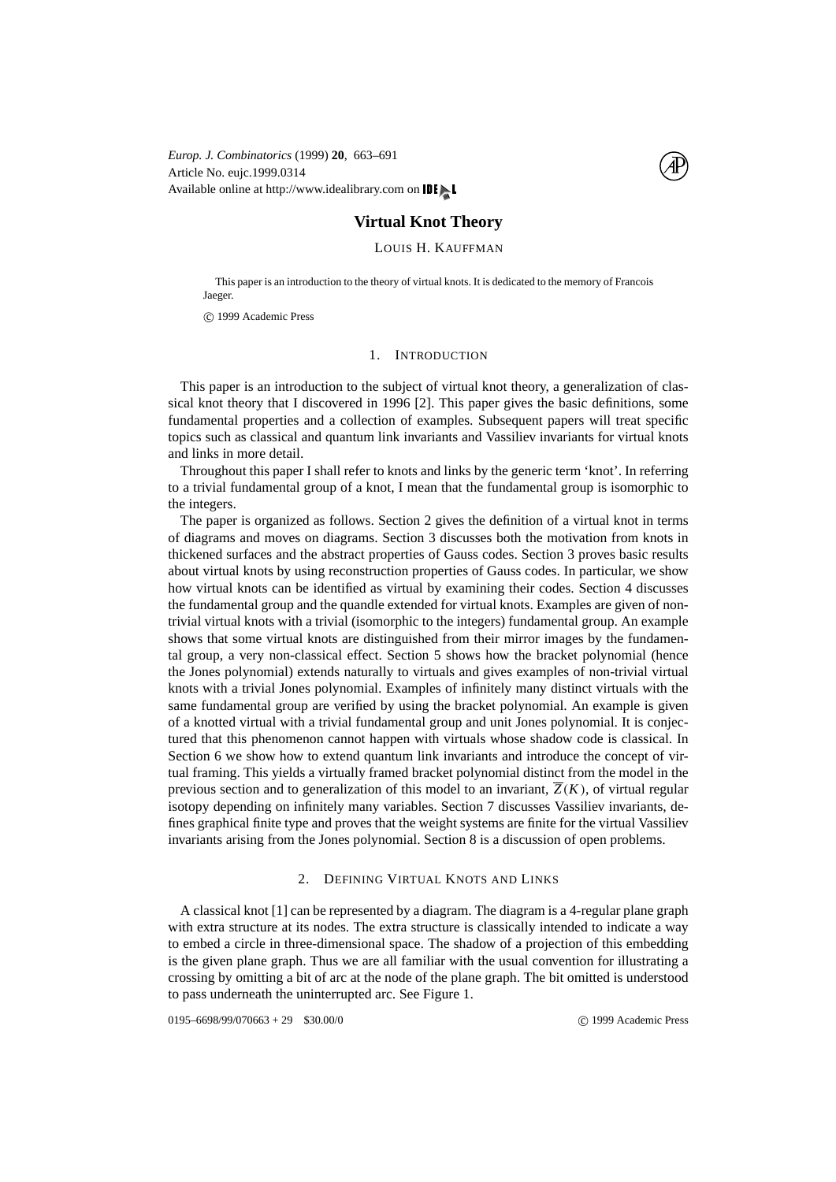# Virtual Knot Theory

LOUIS H. KAUFFMAN

This paper is an introduction to the theory of virtual knots. It is dedicated to the memory of Francois Jaeger.

© 1999 Academic Press

## 1. INTRODUCTION

This paper is an introduction to the subject of virtual knot theory, a generalization of classical knot theory that I discovered in 1996 [2]. This paper gives the basic definitions, some fundamental properties and a collection of examples. Subsequent papers will treat specific topics such as classical and quantum link invariants and Vassiliev invariants for virtual knots and links in more detail.

Throughout this paper I shall refer to knots and links by the generic term 'knot'. In referring to a trivial fundamental group of a knot, I mean that the fundamental group is isomorphic to the integers.

The paper is organized as follows. Section 2 gives the definition of a virtual knot in terms of diagrams and moves on diagrams. Section 3 discusses both the motivation from knots in thickened surfaces and the abstract properties of Gauss codes. Section 3 proves basic results about virtual knots by using reconstruction properties of Gauss codes. In particular, we show how virtual knots can be identified as virtual by examining their codes. Section 4 discusses the fundamental group and the quandle extended for virtual knots. Examples are given of non-trivial virtual knots with a trivial (isomorphic to the integers) fundamental group. An example shows that some virtual knots are distinguished from their mirror images by the fundamental group, a very non-classical effect. Section 5 shows how the bracket polynomial (hence the Jones polynomial) extends naturally to virtuals and gives examples of non-trivial virtual knots with a trivial Jones polynomial. Examples of infinitely many distinct virtuals with the same fundamental group are verified by using the bracket polynomial. An example is given of a knotted virtual with a trivial fundamental group and unit Jones polynomial. It is conjectured that this phenomenon cannot happen with virtuals whose shadow code is classical. In Section 6 we show how to extend quantum link invariants and introduce the concept of virtual framing. This yields a virtually framed bracket polynomial distinct from the model in the previous section and to generalization of this model to an invariant, $\overline{Z}(K)$, of virtual regular isotopy depending on infinitely many variables. Section 7 discusses Vassiliev invariants, defines graphical finite type and proves that the weight systems are finite for the virtual Vassiliev invariants arising from the Jones polynomial. Section 8 is a discussion of open problems.

## 2. DEFINING VIRTUAL KNOTS AND LINKS

A classical knot [1] can be represented by a diagram. The diagram is a 4-regular plane graph with extra structure at its nodes. The extra structure is classically intended to indicate a way to embed a circle in three-dimensional space. The shadow of a projection of this embedding is the given plane graph. Thus we are all familiar with the usual convention for illustrating a crossing by omitting a bit of arc at the node of the plane graph. The bit omitted is understood to pass underneath the uninterrupted arc. See Figure 1.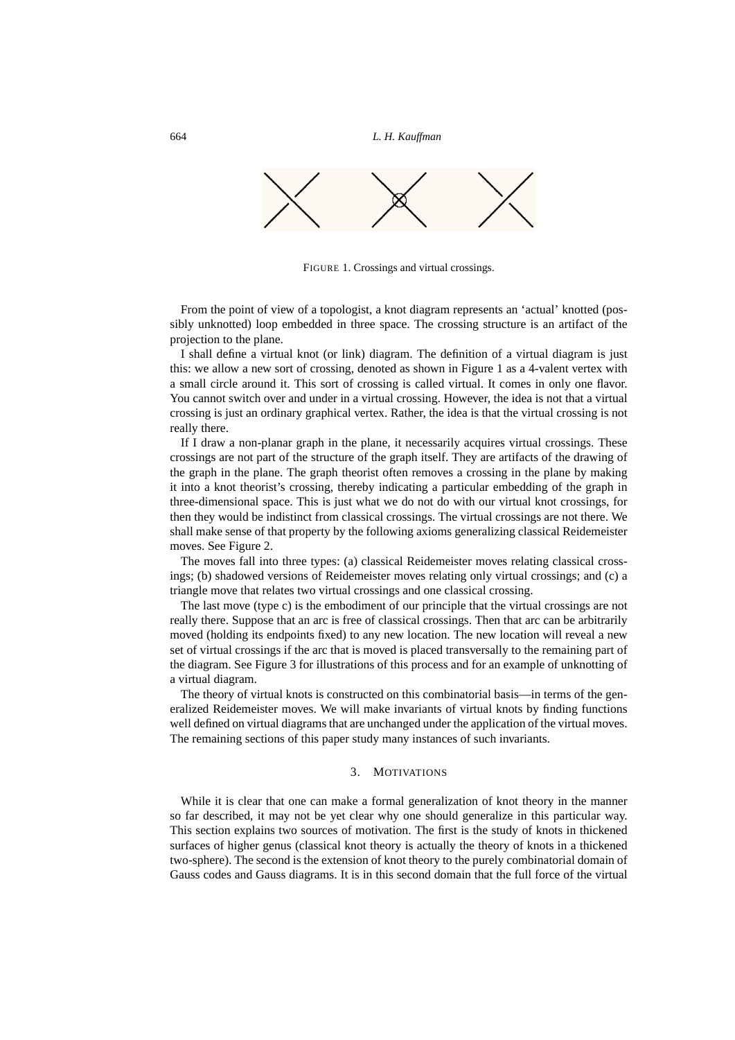FIGURE 1. Crossings and virtual crossings.

From the point of view of a topologist, a knot diagram represents an 'actual' knotted (possibly unknotted) loop embedded in three space. The crossing structure is an artifact of the projection to the plane.

I shall define a virtual knot (or link) diagram. The definition of a virtual diagram is just this: we allow a new sort of crossing, denoted as shown in Figure 1 as a 4-valent vertex with a small circle around it. This sort of crossing is called virtual. It comes in only one flavor. You cannot switch over and under in a virtual crossing. However, the idea is not that a virtual crossing is just an ordinary graphical vertex. Rather, the idea is that the virtual crossing is not really there.

If I draw a non-planar graph in the plane, it necessarily acquires virtual crossings. These crossings are not part of the structure of the graph itself. They are artifacts of the drawing of the graph in the plane. The graph theorist often removes a crossing in the plane by making it into a knot theorist's crossing, thereby indicating a particular embedding of the graph in three-dimensional space. This is just what we do not do with our virtual knot crossings, for then they would be indistinct from classical crossings. The virtual crossings are not there. We shall make sense of that property by the following axioms generalizing classical Reidemeister moves. See Figure 2.

The moves fall into three types: (a) classical Reidemeister moves relating classical crossings; (b) shadowed versions of Reidemeister moves relating only virtual crossings; and (c) a triangle move that relates two virtual crossings and one classical crossing.

The last move (type c) is the embodiment of our principle that the virtual crossings are not really there. Suppose that an arc is free of classical crossings. Then that arc can be arbitrarily moved (holding its endpoints fixed) to any new location. The new location will reveal a new set of virtual crossings if the arc that is moved is placed transversally to the remaining part of the diagram. See Figure 3 for illustrations of this process and for an example of unknotting of a virtual diagram.

The theory of virtual knots is constructed on this combinatorial basis—in terms of the generalized Reidemeister moves. We will make invariants of virtual knots by finding functions well defined on virtual diagrams that are unchanged under the application of the virtual moves. The remaining sections of this paper study many instances of such invariants.

## 3. MOTIVATIONS

While it is clear that one can make a formal generalization of knot theory in the manner so far described, it may not be yet clear why one should generalize in this particular way. This section explains two sources of motivation. The first is the study of knots in thickened surfaces of higher genus (classical knot theory is actually the theory of knots in a thickened two-sphere). The second is the extension of knot theory to the purely combinatorial domain of Gauss codes and Gauss diagrams. It is in this second domain that the full force of the virtual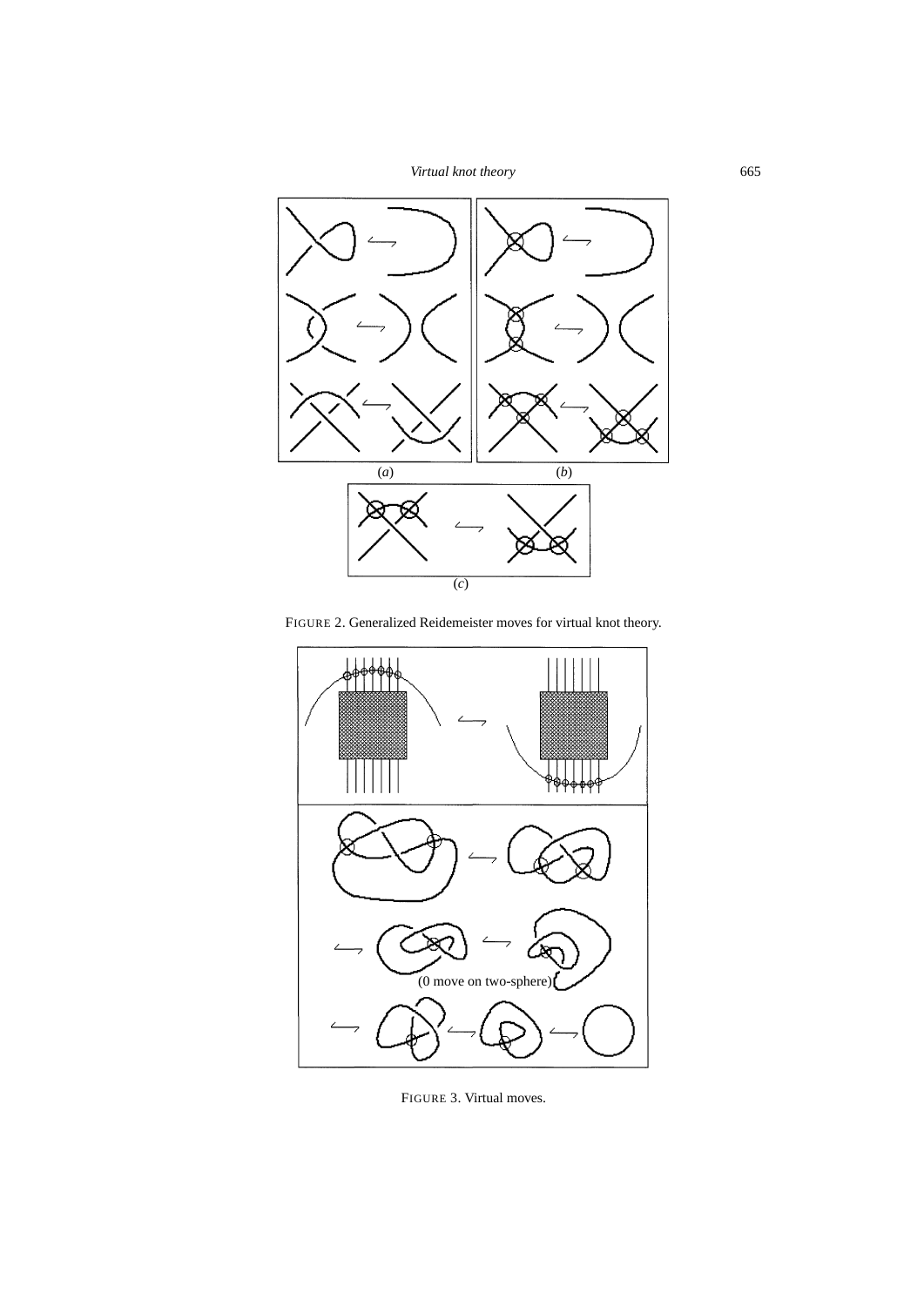FIGURE 2. Generalized Reidemeister moves for virtual knot theory.

FIGURE 3. Virtual moves.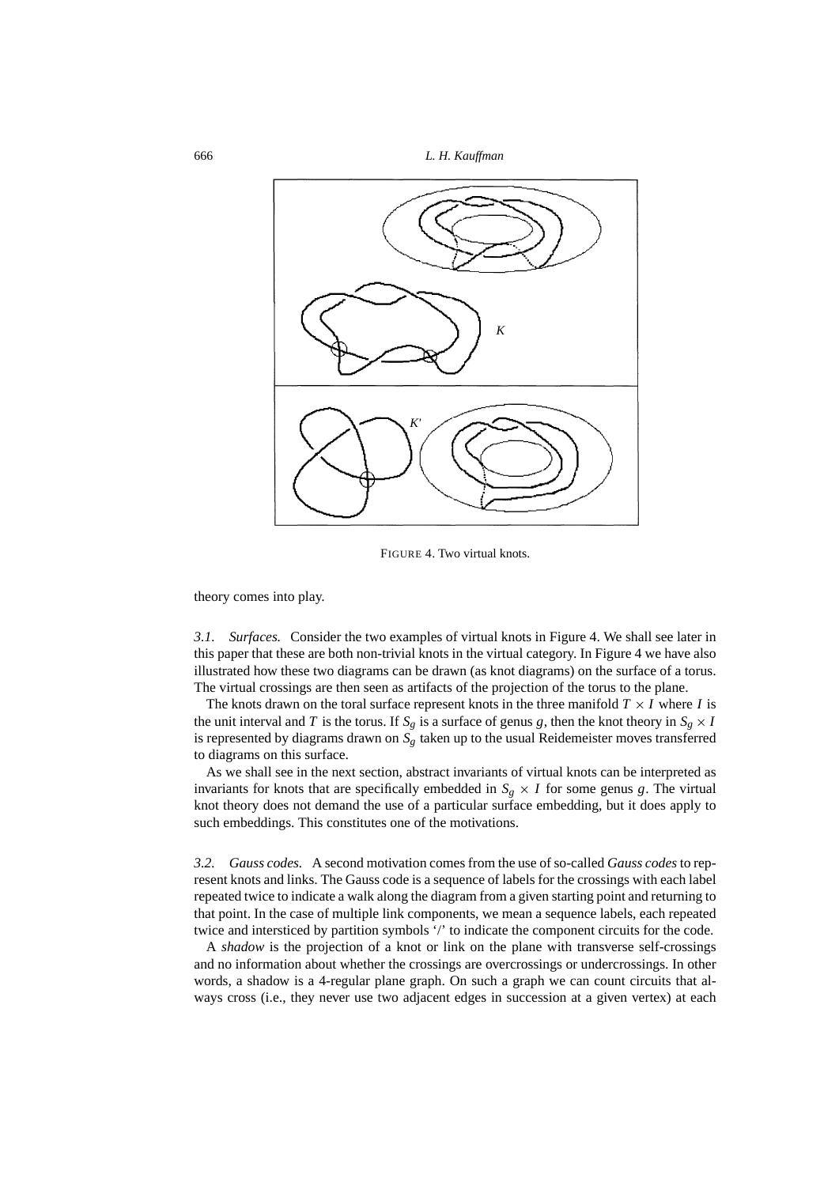FIGURE 4. Two virtual knots.

theory comes into play.

*3.1. Surfaces.* Consider the two examples of virtual knots in Figure 4. We shall see later in this paper that these are both non-trivial knots in the virtual category. In Figure 4 we have also illustrated how these two diagrams can be drawn (as knot diagrams) on the surface of a torus. The virtual crossings are then seen as artifacts of the projection of the torus to the plane.

The knots drawn on the toral surface represent knots in the three manifold $T \times I$ where $I$ is the unit interval and $T$ is the torus. If $S_g$ is a surface of genus $g$, then the knot theory in $S_g \times I$ is represented by diagrams drawn on $S_g$ taken up to the usual Reidemeister moves transferred to diagrams on this surface.

As we shall see in the next section, abstract invariants of virtual knots can be interpreted as invariants for knots that are specifically embedded in $S_g \times I$ for some genus $g$. The virtual knot theory does not demand the use of a particular surface embedding, but it does apply to such embeddings. This constitutes one of the motivations.

*3.2. Gauss codes.* A second motivation comes from the use of so-called *Gauss codes* to represent knots and links. The Gauss code is a sequence of labels for the crossings with each label repeated twice to indicate a walk along the diagram from a given starting point and returning to that point. In the case of multiple link components, we mean a sequence labels, each repeated twice and intersticed by partition symbols '/' to indicate the component circuits for the code.

A *shadow* is the projection of a knot or link on the plane with transverse self-crossings and no information about whether the crossings are overcrossings or undercrossings. In other words, a shadow is a 4-regular plane graph. On such a graph we can count circuits that always cross (i.e., they never use two adjacent edges in succession at a given vertex) at each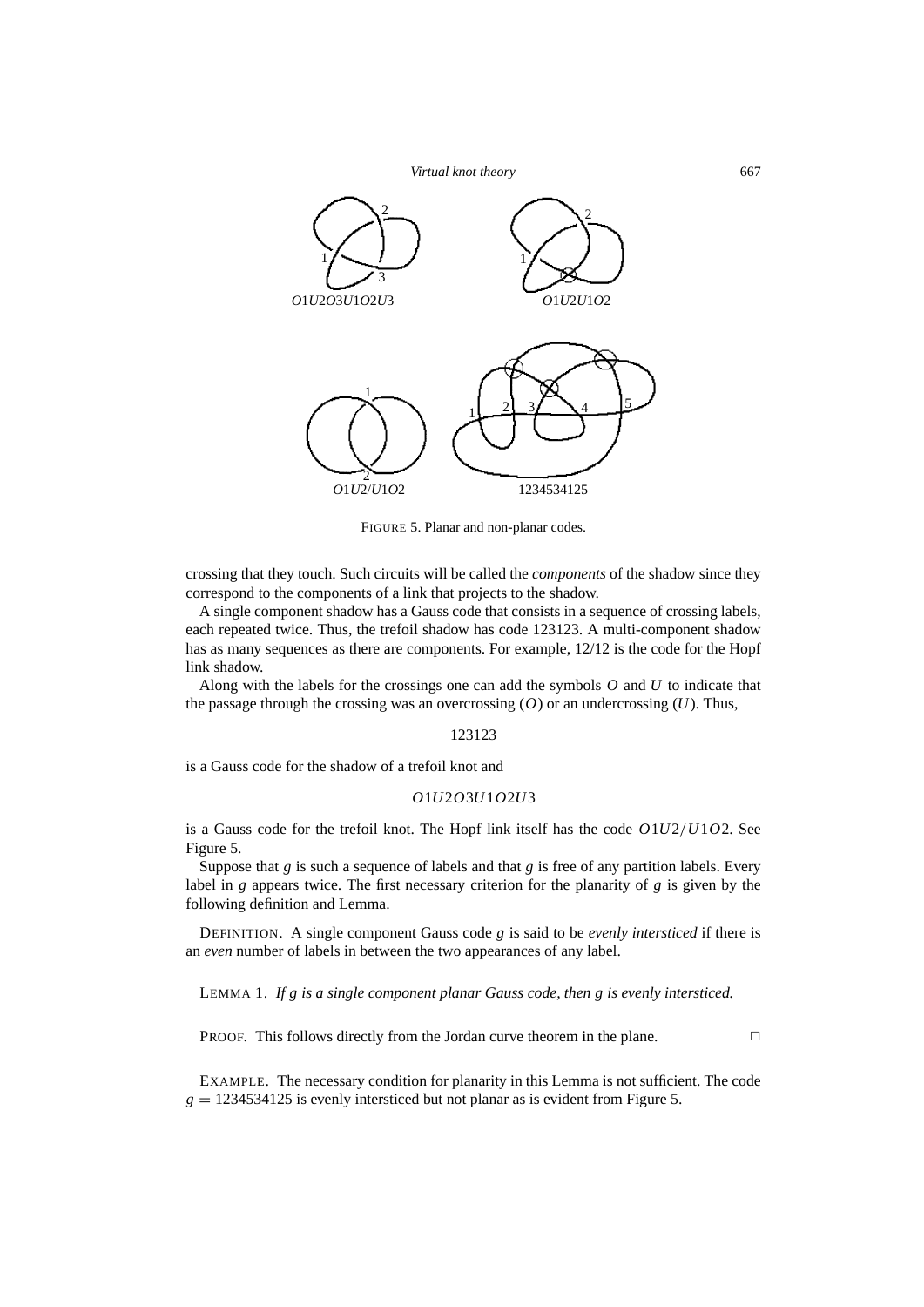FIGURE 5. Planar and non-planar codes.

crossing that they touch. Such circuits will be called the *components* of the shadow since they correspond to the components of a link that projects to the shadow.

A single component shadow has a Gauss code that consists in a sequence of crossing labels, each repeated twice. Thus, the trefoil shadow has code 123123. A multi-component shadow has as many sequences as there are components. For example, 12/12 is the code for the Hopf link shadow.

Along with the labels for the crossings one can add the symbols $O$ and $U$ to indicate that the passage through the crossing was an overcrossing ($O$) or an undercrossing ($U$). Thus,

$$123123$$

is a Gauss code for the shadow of a trefoil knot and

$$O1U2O3U1O2U3$$

is a Gauss code for the trefoil knot. The Hopf link itself has the code $O1U2/U1O2$. See Figure 5.

Suppose that $g$ is such a sequence of labels and that $g$ is free of any partition labels. Every label in $g$ appears twice. The first necessary criterion for the planarity of $g$ is given by the following definition and Lemma.

DEFINITION. A single component Gauss code $g$ is said to be *evenly intersticed* if there is an *even* number of labels in between the two appearances of any label.

LEMMA 1. *If $g$ is a single component planar Gauss code, then $g$ is evenly intersticed.*

PROOF. This follows directly from the Jordan curve theorem in the plane. □

EXAMPLE. The necessary condition for planarity in this Lemma is not sufficient. The code $g = 1234534125$ is evenly intersticed but not planar as is evident from Figure 5.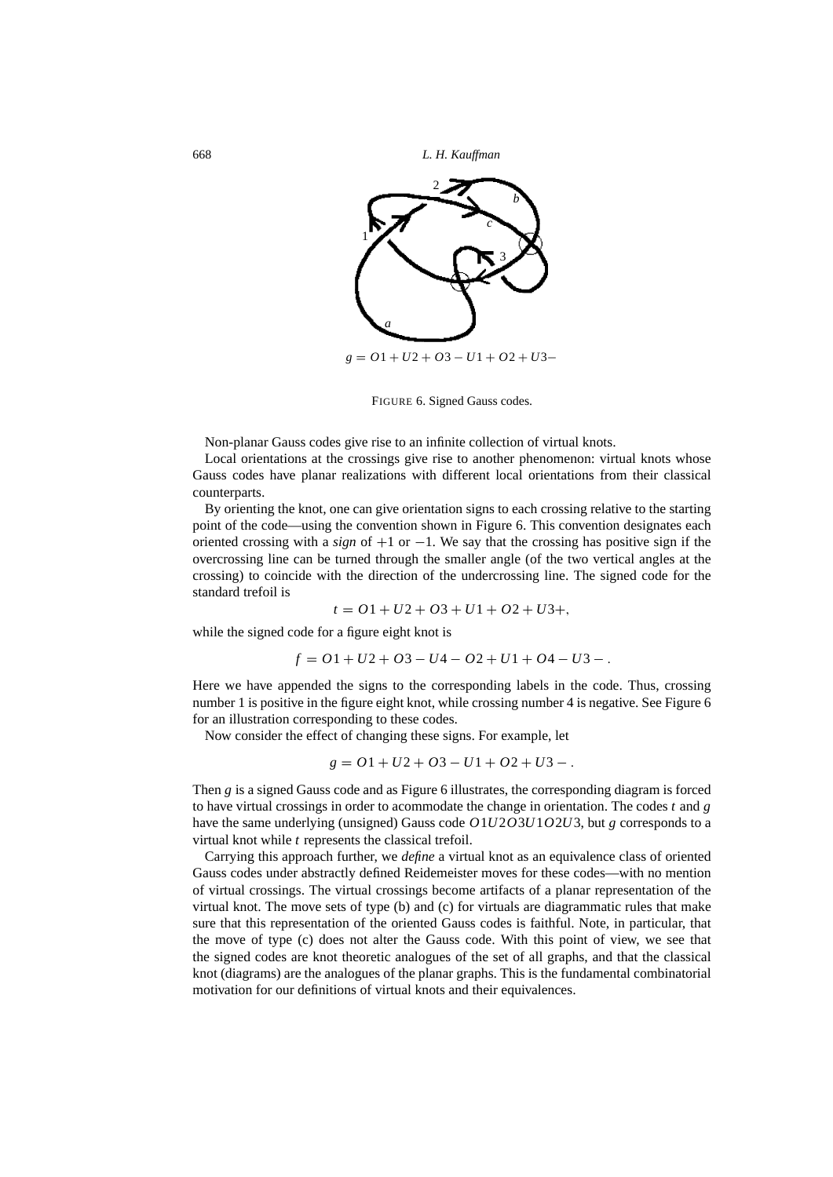$$g = O1 + U2 + O3 - U1 + O2 + U3-$$

FIGURE 6. Signed Gauss codes.

Non-planar Gauss codes give rise to an infinite collection of virtual knots.

Local orientations at the crossings give rise to another phenomenon: virtual knots whose Gauss codes have planar realizations with different local orientations from their classical counterparts.

By orienting the knot, one can give orientation signs to each crossing relative to the starting point of the code—using the convention shown in Figure 6. This convention designates each oriented crossing with a *sign* of $+1$ or $-1$. We say that the crossing has positive sign if the overcrossing line can be turned through the smaller angle (of the two vertical angles at the crossing) to coincide with the direction of the undercrossing line. The signed code for the standard trefoil is

$$t = O1 + U2 + O3 + U1 + O2 + U3+,$$

while the signed code for a figure eight knot is

$$f = O1 + U2 + O3 - U4 - O2 + U1 + O4 - U3 - .$$

Here we have appended the signs to the corresponding labels in the code. Thus, crossing number 1 is positive in the figure eight knot, while crossing number 4 is negative. See Figure 6 for an illustration corresponding to these codes.

Now consider the effect of changing these signs. For example, let

$$g = O1 + U2 + O3 - U1 + O2 + U3 - .$$

Then $g$ is a signed Gauss code and as Figure 6 illustrates, the corresponding diagram is forced to have virtual crossings in order to acommodate the change in orientation. The codes $t$ and $g$ have the same underlying (unsigned) Gauss code $O1U2O3U1O2U3$, but $g$ corresponds to a virtual knot while $t$ represents the classical trefoil.

Carrying this approach further, we *define* a virtual knot as an equivalence class of oriented Gauss codes under abstractly defined Reidemeister moves for these codes—with no mention of virtual crossings. The virtual crossings become artifacts of a planar representation of the virtual knot. The move sets of type (b) and (c) for virtuals are diagrammatic rules that make sure that this representation of the oriented Gauss codes is faithful. Note, in particular, that the move of type (c) does not alter the Gauss code. With this point of view, we see that the signed codes are knot theoretic analogues of the set of all graphs, and that the classical knot (diagrams) are the analogues of the planar graphs. This is the fundamental combinatorial motivation for our definitions of virtual knots and their equivalences.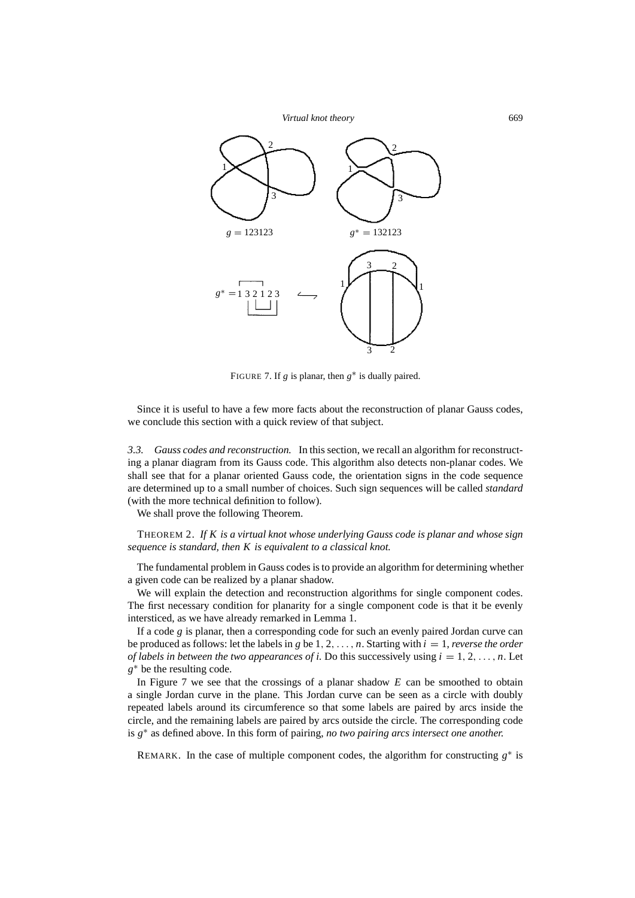$g = 123123$ $\qquad$ $g^* = 132123$

$g^* = 1\,3\,2\,1\,2\,3$

FIGURE 7. If $g$ is planar, then $g^*$ is dually paired.

Since it is useful to have a few more facts about the reconstruction of planar Gauss codes, we conclude this section with a quick review of that subject.

*3.3. Gauss codes and reconstruction.* In this section, we recall an algorithm for reconstructing a planar diagram from its Gauss code. This algorithm also detects non-planar codes. We shall see that for a planar oriented Gauss code, the orientation signs in the code sequence are determined up to a small number of choices. Such sign sequences will be called *standard* (with the more technical definition to follow).

We shall prove the following Theorem.

THEOREM 2. *If $K$ is a virtual knot whose underlying Gauss code is planar and whose sign sequence is standard, then $K$ is equivalent to a classical knot.*

The fundamental problem in Gauss codes is to provide an algorithm for determining whether a given code can be realized by a planar shadow.

We will explain the detection and reconstruction algorithms for single component codes. The first necessary condition for planarity for a single component code is that it be evenly intersticed, as we have already remarked in Lemma 1.

If a code $g$ is planar, then a corresponding code for such an evenly paired Jordan curve can be produced as follows: let the labels in $g$ be $1, 2, \ldots, n$. Starting with $i = 1$, *reverse the order of labels in between the two appearances of i.* Do this successively using $i = 1, 2, \ldots, n$. Let $g^*$ be the resulting code.

In Figure 7 we see that the crossings of a planar shadow $E$ can be smoothed to obtain a single Jordan curve in the plane. This Jordan curve can be seen as a circle with doubly repeated labels around its circumference so that some labels are paired by arcs inside the circle, and the remaining labels are paired by arcs outside the circle. The corresponding code is $g^*$ as defined above. In this form of pairing, *no two pairing arcs intersect one another.*

REMARK. In the case of multiple component codes, the algorithm for constructing $g^*$ is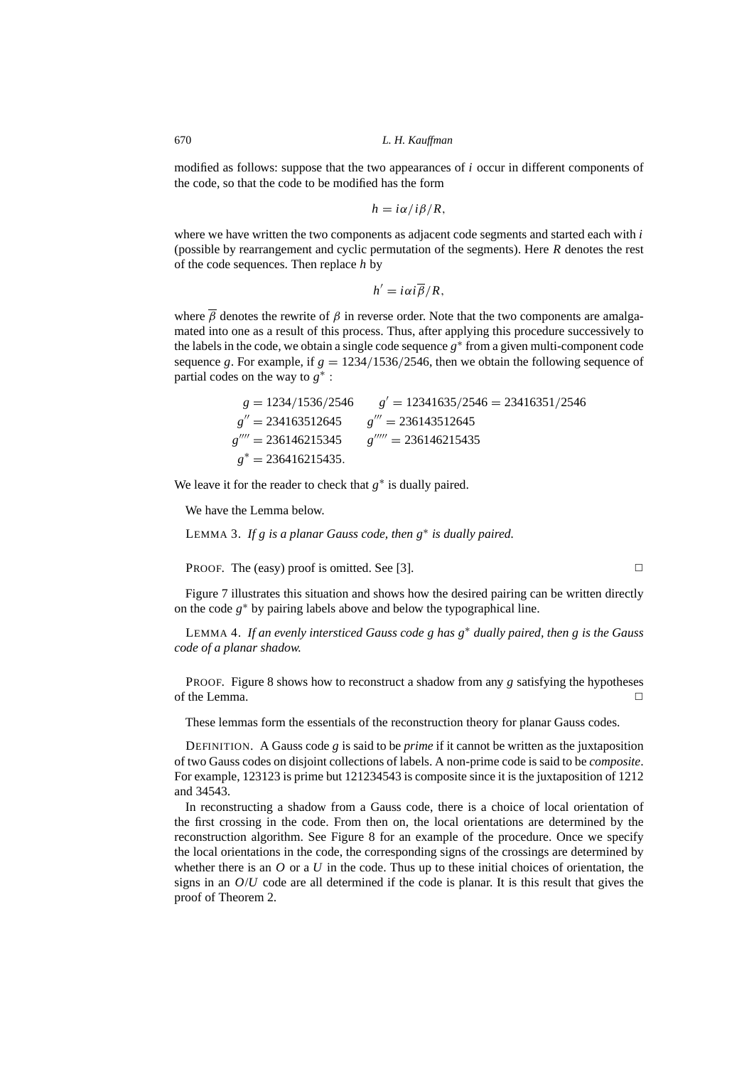modified as follows: suppose that the two appearances of $i$ occur in different components of the code, so that the code to be modified has the form

$$h = i\alpha/i\beta/R,$$

where we have written the two components as adjacent code segments and started each with $i$ (possible by rearrangement and cyclic permutation of the segments). Here $R$ denotes the rest of the code sequences. Then replace $h$ by

$$h' = i\alpha i\overline{\beta}/R,$$

where $\overline{\beta}$ denotes the rewrite of $\beta$ in reverse order. Note that the two components are amalgamated into one as a result of this process. Thus, after applying this procedure successively to the labels in the code, we obtain a single code sequence $g^*$ from a given multi-component code sequence $g$. For example, if $g = 1234/1536/2546$, then we obtain the following sequence of partial codes on the way to $g^*$ :

$$\begin{array}{ll} g = 1234/1536/2546 & g' = 12341635/2546 = 23416351/2546 \\ g'' = 234163512645 & g''' = 236143512645 \\ g'''' = 236146215345 & g''''' = 236146215435 \\ g^* = 236416215435. & \end{array}$$

We leave it for the reader to check that $g^*$ is dually paired.

We have the Lemma below.

LEMMA 3. *If $g$ is a planar Gauss code, then $g^*$ is dually paired.*

PROOF. The (easy) proof is omitted. See [3]. □

Figure 7 illustrates this situation and shows how the desired pairing can be written directly on the code $g^*$ by pairing labels above and below the typographical line.

LEMMA 4. *If an evenly intersticed Gauss code $g$ has $g^*$ dually paired, then $g$ is the Gauss code of a planar shadow.*

PROOF. Figure 8 shows how to reconstruct a shadow from any $g$ satisfying the hypotheses of the Lemma. □

These lemmas form the essentials of the reconstruction theory for planar Gauss codes.

DEFINITION. A Gauss code $g$ is said to be *prime* if it cannot be written as the juxtaposition of two Gauss codes on disjoint collections of labels. A non-prime code is said to be *composite*. For example, 123123 is prime but 121234543 is composite since it is the juxtaposition of 1212 and 34543.

In reconstructing a shadow from a Gauss code, there is a choice of local orientation of the first crossing in the code. From then on, the local orientations are determined by the reconstruction algorithm. See Figure 8 for an example of the procedure. Once we specify the local orientations in the code, the corresponding signs of the crossings are determined by whether there is an $O$ or a $U$ in the code. Thus up to these initial choices of orientation, the signs in an $O/U$ code are all determined if the code is planar. It is this result that gives the proof of Theorem 2.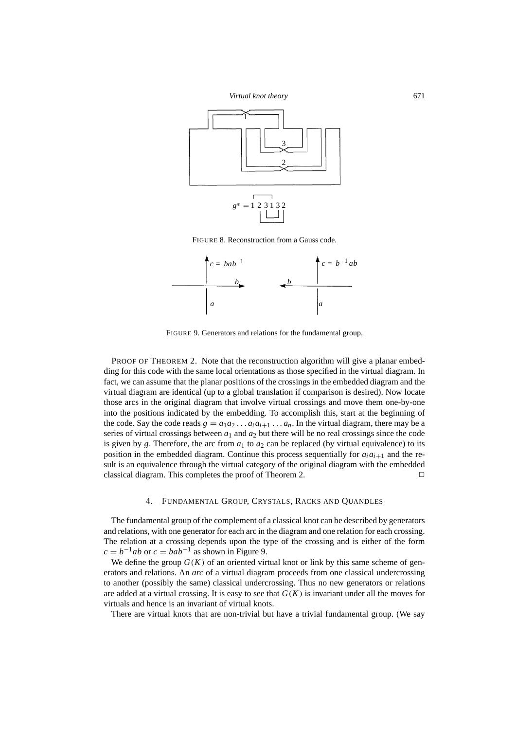$$g^* = 1\ 2\ 3\ 1\ 3\ 2$$

FIGURE 8. Reconstruction from a Gauss code.

FIGURE 9. Generators and relations for the fundamental group.

PROOF OF THEOREM 2. Note that the reconstruction algorithm will give a planar embedding for this code with the same local orientations as those specified in the virtual diagram. In fact, we can assume that the planar positions of the crossings in the embedded diagram and the virtual diagram are identical (up to a global translation if comparison is desired). Now locate those arcs in the original diagram that involve virtual crossings and move them one-by-one into the positions indicated by the embedding. To accomplish this, start at the beginning of the code. Say the code reads $g = a_1 a_2 \ldots a_i a_{i+1} \ldots a_n$. In the virtual diagram, there may be a series of virtual crossings between $a_1$ and $a_2$ but there will be no real crossings since the code is given by $g$. Therefore, the arc from $a_1$ to $a_2$ can be replaced (by virtual equivalence) to its position in the embedded diagram. Continue this process sequentially for $a_i a_{i+1}$ and the result is an equivalence through the virtual category of the original diagram with the embedded classical diagram. This completes the proof of Theorem 2. □

## 4. FUNDAMENTAL GROUP, CRYSTALS, RACKS AND QUANDLES

The fundamental group of the complement of a classical knot can be described by generators and relations, with one generator for each arc in the diagram and one relation for each crossing. The relation at a crossing depends upon the type of the crossing and is either of the form $c = b^{-1}ab$ or $c = bab^{-1}$ as shown in Figure 9.

We define the group $G(K)$ of an oriented virtual knot or link by this same scheme of generators and relations. An *arc* of a virtual diagram proceeds from one classical undercrossing to another (possibly the same) classical undercrossing. Thus no new generators or relations are added at a virtual crossing. It is easy to see that $G(K)$ is invariant under all the moves for virtuals and hence is an invariant of virtual knots.

There are virtual knots that are non-trivial but have a trivial fundamental group. (We say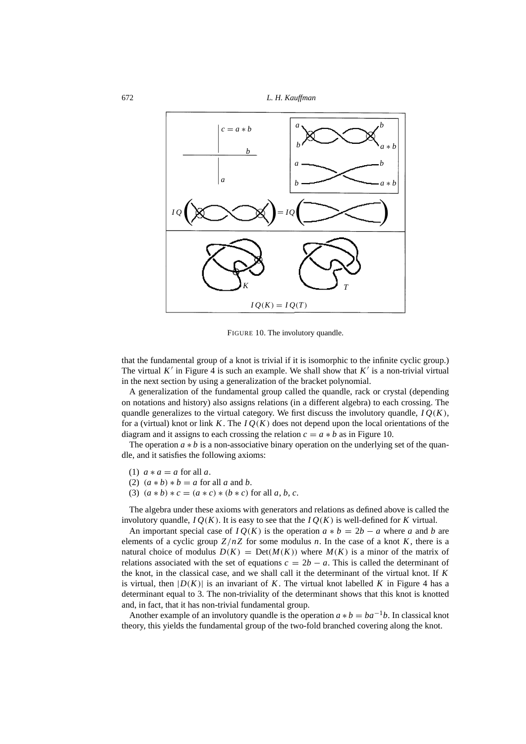FIGURE 10. The involutory quandle.

that the fundamental group of a knot is trivial if it is isomorphic to the infinite cyclic group.) The virtual $K'$ in Figure 4 is such an example. We shall show that $K'$ is a non-trivial virtual in the next section by using a generalization of the bracket polynomial.

A generalization of the fundamental group called the quandle, rack or crystal (depending on notations and history) also assigns relations (in a different algebra) to each crossing. The quandle generalizes to the virtual category. We first discuss the involutory quandle, $IQ(K)$, for a (virtual) knot or link $K$. The $IQ(K)$ does not depend upon the local orientations of the diagram and it assigns to each crossing the relation $c = a * b$ as in Figure 10.

The operation $a * b$ is a non-associative binary operation on the underlying set of the quandle, and it satisfies the following axioms:

(1) $a * a = a$ for all $a$.
(2) $(a * b) * b = a$ for all $a$ and $b$.
(3) $(a * b) * c = (a * c) * (b * c)$ for all $a, b, c$.

The algebra under these axioms with generators and relations as defined above is called the involutory quandle, $IQ(K)$. It is easy to see that the $IQ(K)$ is well-defined for $K$ virtual.

An important special case of $IQ(K)$ is the operation $a * b = 2b - a$ where $a$ and $b$ are elements of a cyclic group $Z/nZ$ for some modulus $n$. In the case of a knot $K$, there is a natural choice of modulus $D(K) = \mathrm{Det}(M(K))$ where $M(K)$ is a minor of the matrix of relations associated with the set of equations $c = 2b - a$. This is called the determinant of the knot, in the classical case, and we shall call it the determinant of the virtual knot. If $K$ is virtual, then $|D(K)|$ is an invariant of $K$. The virtual knot labelled $K$ in Figure 4 has a determinant equal to 3. The non-triviality of the determinant shows that this knot is knotted and, in fact, that it has non-trivial fundamental group.

Another example of an involutory quandle is the operation $a * b = ba^{-1}b$. In classical knot theory, this yields the fundamental group of the two-fold branched covering along the knot.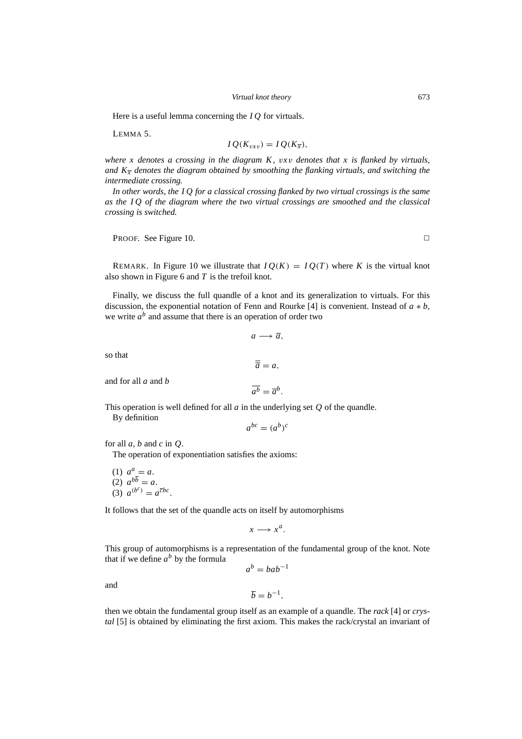Here is a useful lemma concerning the $IQ$ for virtuals.

LEMMA 5.

$$IQ(K_{vxv}) = IQ(K_{\overline{x}}),$$

*where $x$ denotes a crossing in the diagram $K$, $vxv$ denotes that $x$ is flanked by virtuals, and $K_{\overline{x}}$ denotes the diagram obtained by smoothing the flanking virtuals, and switching the intermediate crossing.*

*In other words, the $IQ$ for a classical crossing flanked by two virtual crossings is the same as the $IQ$ of the diagram where the two virtual crossings are smoothed and the classical crossing is switched.*

PROOF. See Figure 10. □

REMARK. In Figure 10 we illustrate that $IQ(K) = IQ(T)$ where $K$ is the virtual knot also shown in Figure 6 and $T$ is the trefoil knot.

Finally, we discuss the full quandle of a knot and its generalization to virtuals. For this discussion, the exponential notation of Fenn and Rourke [4] is convenient. Instead of $a * b$, we write $a^b$ and assume that there is an operation of order two

$$a \longrightarrow \overline{a},$$

so that

$$\overline{\overline{a}} = a,$$

and for all $a$ and $b$

$$\overline{a^b} = \overline{a}^b.$$

This operation is well defined for all $a$ in the underlying set $Q$ of the quandle.

By definition

$$a^{bc} = (a^b)^c$$

for all $a$, $b$ and $c$ in $Q$.

The operation of exponentiation satisfies the axioms:

(1) $a^a = a$.
(2) $a^{b\overline{b}} = a$.
(3) $a^{(b^c)} = a^{\overline{c}bc}$.

It follows that the set of the quandle acts on itself by automorphisms

$$x \longrightarrow x^a.$$

This group of automorphisms is a representation of the fundamental group of the knot. Note that if we define $a^b$ by the formula

$$a^b = bab^{-1}$$

and

$$\overline{b} = b^{-1},$$

then we obtain the fundamental group itself as an example of a quandle. The *rack* [4] or *crystal* [5] is obtained by eliminating the first axiom. This makes the rack/crystal an invariant of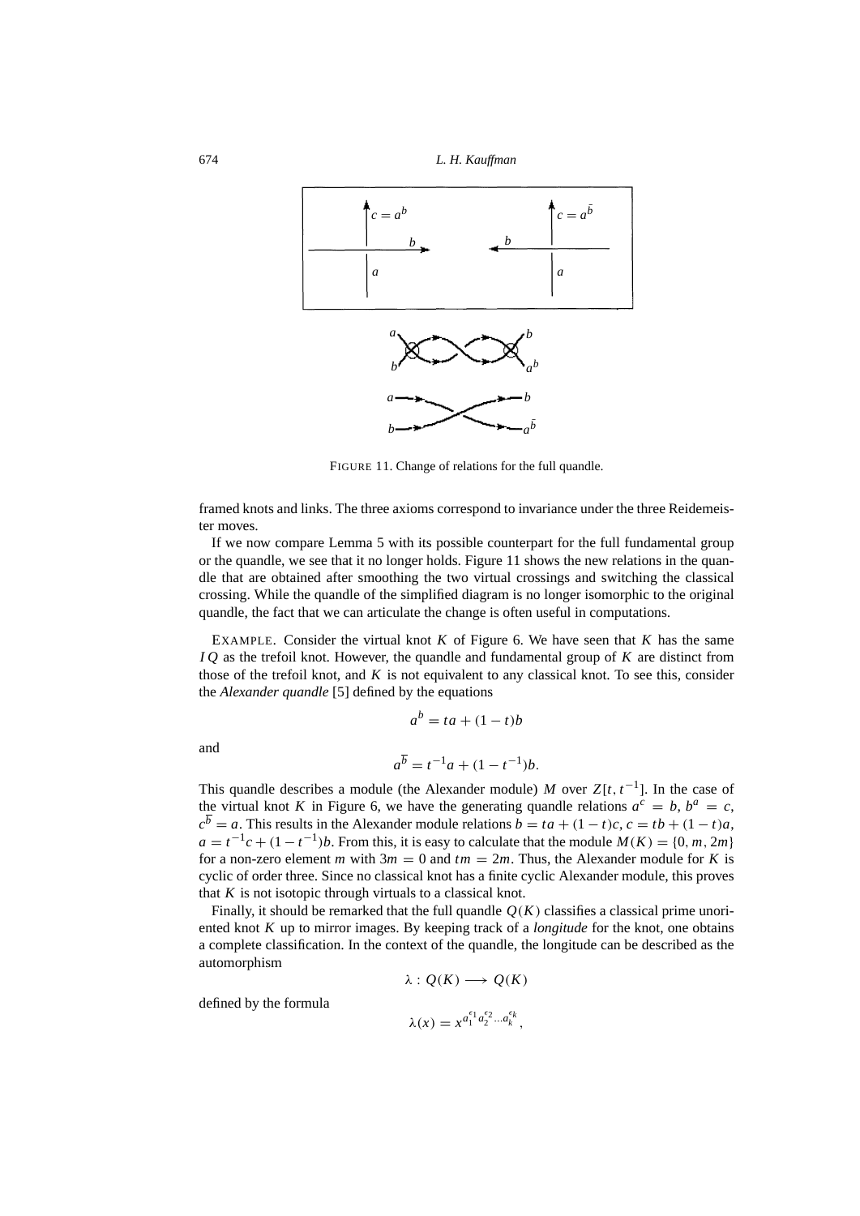FIGURE 11. Change of relations for the full quandle.

framed knots and links. The three axioms correspond to invariance under the three Reidemeister moves.

If we now compare Lemma 5 with its possible counterpart for the full fundamental group or the quandle, we see that it no longer holds. Figure 11 shows the new relations in the quandle that are obtained after smoothing the two virtual crossings and switching the classical crossing. While the quandle of the simplified diagram is no longer isomorphic to the original quandle, the fact that we can articulate the change is often useful in computations.

EXAMPLE. Consider the virtual knot $K$ of Figure 6. We have seen that $K$ has the same $IQ$ as the trefoil knot. However, the quandle and fundamental group of $K$ are distinct from those of the trefoil knot, and $K$ is not equivalent to any classical knot. To see this, consider the *Alexander quandle* [5] defined by the equations

$$a^b = ta + (1-t)b$$

and

$$a^{\overline{b}} = t^{-1}a + (1-t^{-1})b.$$

This quandle describes a module (the Alexander module) $M$ over $Z[t, t^{-1}]$. In the case of the virtual knot $K$ in Figure 6, we have the generating quandle relations $a^c = b$, $b^a = c$, $c^{\overline{b}} = a$. This results in the Alexander module relations $b = ta + (1-t)c$, $c = tb + (1-t)a$, $a = t^{-1}c + (1-t^{-1})b$. From this, it is easy to calculate that the module $M(K) = \{0, m, 2m\}$ for a non-zero element $m$ with $3m = 0$ and $tm = 2m$. Thus, the Alexander module for $K$ is cyclic of order three. Since no classical knot has a finite cyclic Alexander module, this proves that $K$ is not isotopic through virtuals to a classical knot.

Finally, it should be remarked that the full quandle $Q(K)$ classifies a classical prime unoriented knot $K$ up to mirror images. By keeping track of a *longitude* for the knot, one obtains a complete classification. In the context of the quandle, the longitude can be described as the automorphism

$$\lambda : Q(K) \longrightarrow Q(K)$$

defined by the formula

$$\lambda(x) = x^{a_1^{\epsilon_1} a_2^{\epsilon_2} \ldots a_k^{\epsilon_k}},$$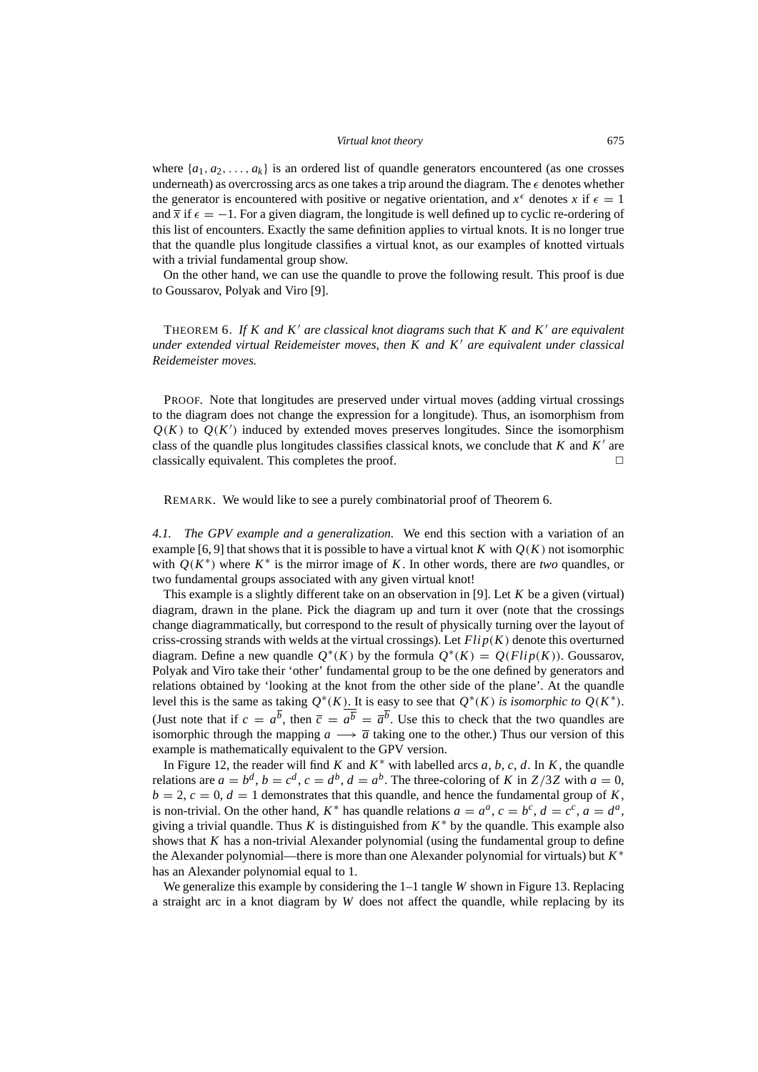where $\{a_1, a_2, \ldots, a_k\}$ is an ordered list of quandle generators encountered (as one crosses underneath) as overcrossing arcs as one takes a trip around the diagram. The $\epsilon$ denotes whether the generator is encountered with positive or negative orientation, and $x^{\epsilon}$ denotes $x$ if $\epsilon = 1$ and $\overline{x}$ if $\epsilon = -1$. For a given diagram, the longitude is well defined up to cyclic re-ordering of this list of encounters. Exactly the same definition applies to virtual knots. It is no longer true that the quandle plus longitude classifies a virtual knot, as our examples of knotted virtuals with a trivial fundamental group show.

On the other hand, we can use the quandle to prove the following result. This proof is due to Goussarov, Polyak and Viro [9].

THEOREM 6. *If $K$ and $K'$ are classical knot diagrams such that $K$ and $K'$ are equivalent under extended virtual Reidemeister moves, then $K$ and $K'$ are equivalent under classical Reidemeister moves.*

PROOF. Note that longitudes are preserved under virtual moves (adding virtual crossings to the diagram does not change the expression for a longitude). Thus, an isomorphism from $Q(K)$ to $Q(K')$ induced by extended moves preserves longitudes. Since the isomorphism class of the quandle plus longitudes classifies classical knots, we conclude that $K$ and $K'$ are classically equivalent. This completes the proof. □

REMARK. We would like to see a purely combinatorial proof of Theorem 6.

*4.1. The GPV example and a generalization.* We end this section with a variation of an example [6, 9] that shows that it is possible to have a virtual knot $K$ with $Q(K)$ not isomorphic with $Q(K^*)$ where $K^*$ is the mirror image of $K$. In other words, there are *two* quandles, or two fundamental groups associated with any given virtual knot!

This example is a slightly different take on an observation in [9]. Let $K$ be a given (virtual) diagram, drawn in the plane. Pick the diagram up and turn it over (note that the crossings change diagrammatically, but correspond to the result of physically turning over the layout of criss-crossing strands with welds at the virtual crossings). Let $Flip(K)$ denote this overturned diagram. Define a new quandle $Q^*(K)$ by the formula $Q^*(K) = Q(Flip(K))$. Goussarov, Polyak and Viro take their 'other' fundamental group to be the one defined by generators and relations obtained by 'looking at the knot from the other side of the plane'. At the quandle level this is the same as taking $Q^*(K)$. It is easy to see that *$Q^*(K)$ is isomorphic to $Q(K^*)$*. (Just note that if $c = a^{\overline{b}}$, then $\overline{c} = \overline{a^{\overline{b}}} = \overline{a}^{\overline{b}}$. Use this to check that the two quandles are isomorphic through the mapping $a \longrightarrow \overline{a}$ taking one to the other.) Thus our version of this example is mathematically equivalent to the GPV version.

In Figure 12, the reader will find $K$ and $K^*$ with labelled arcs $a, b, c, d$. In $K$, the quandle relations are $a = b^d$, $b = c^d$, $c = d^b$, $d = a^b$. The three-coloring of $K$ in $Z/3Z$ with $a = 0$, $b = 2$, $c = 0$, $d = 1$ demonstrates that this quandle, and hence the fundamental group of $K$, is non-trivial. On the other hand, $K^*$ has quandle relations $a = a^a$, $c = b^c$, $d = c^c$, $a = d^a$, giving a trivial quandle. Thus $K$ is distinguished from $K^*$ by the quandle. This example also shows that $K$ has a non-trivial Alexander polynomial (using the fundamental group to define the Alexander polynomial—there is more than one Alexander polynomial for virtuals) but $K^*$ has an Alexander polynomial equal to 1.

We generalize this example by considering the 1–1 tangle $W$ shown in Figure 13. Replacing a straight arc in a knot diagram by $W$ does not affect the quandle, while replacing by its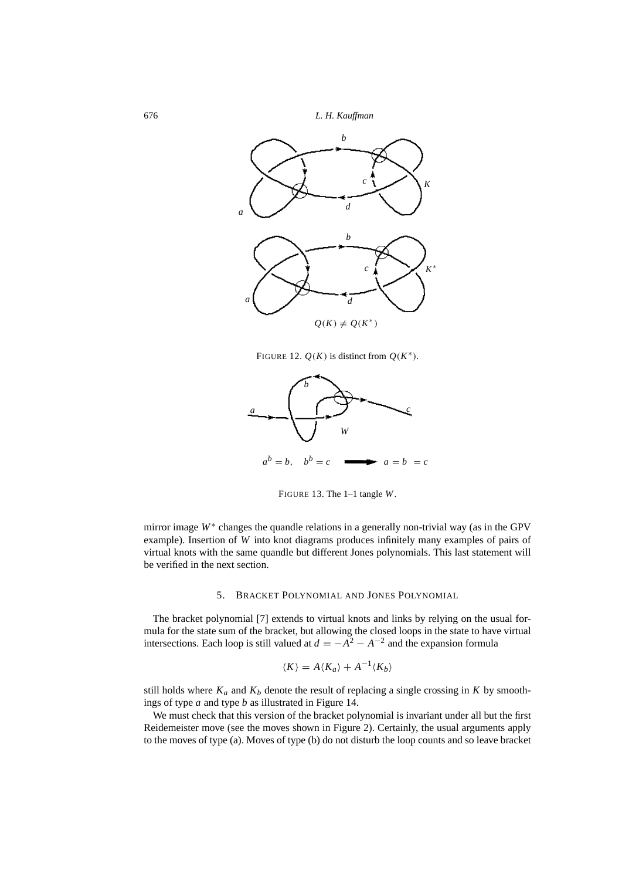$Q(K) \neq Q(K^*)$

FIGURE 12. $Q(K)$ is distinct from $Q(K^*)$.

$a^b = b, \quad b^b = c \quad \Longrightarrow \quad a = b = c$

FIGURE 13. The 1–1 tangle $W$.

mirror image $W^*$ changes the quandle relations in a generally non-trivial way (as in the GPV example). Insertion of $W$ into knot diagrams produces infinitely many examples of pairs of virtual knots with the same quandle but different Jones polynomials. This last statement will be verified in the next section.

## 5. Bracket Polynomial and Jones Polynomial

The bracket polynomial [7] extends to virtual knots and links by relying on the usual formula for the state sum of the bracket, but allowing the closed loops in the state to have virtual intersections. Each loop is still valued at $d = -A^2 - A^{-2}$ and the expansion formula

$$\langle K \rangle = A\langle K_a \rangle + A^{-1}\langle K_b \rangle$$

still holds where $K_a$ and $K_b$ denote the result of replacing a single crossing in $K$ by smoothings of type $a$ and type $b$ as illustrated in Figure 14.

We must check that this version of the bracket polynomial is invariant under all but the first Reidemeister move (see the moves shown in Figure 2). Certainly, the usual arguments apply to the moves of type (a). Moves of type (b) do not disturb the loop counts and so leave bracket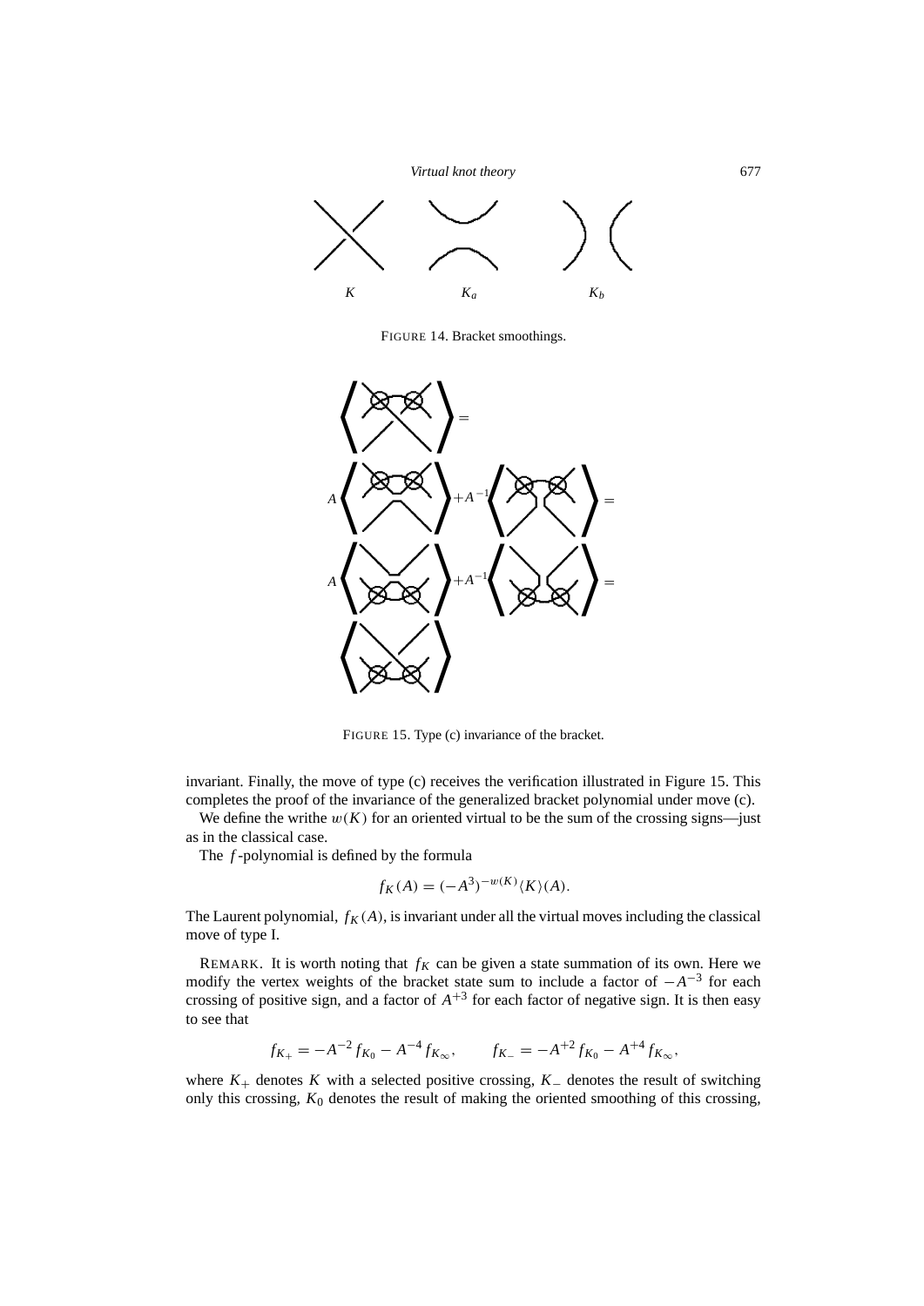*K* *K_a* *K_b*

FIGURE 14. Bracket smoothings.

FIGURE 15. Type (c) invariance of the bracket.

invariant. Finally, the move of type (c) receives the verification illustrated in Figure 15. This completes the proof of the invariance of the generalized bracket polynomial under move (c).

We define the writhe $w(K)$ for an oriented virtual to be the sum of the crossing signs—just as in the classical case.

The $f$-polynomial is defined by the formula

$$f_K(A) = (-A^3)^{-w(K)}\langle K\rangle(A).$$

The Laurent polynomial, $f_K(A)$, is invariant under all the virtual moves including the classical move of type I.

REMARK. It is worth noting that $f_K$ can be given a state summation of its own. Here we modify the vertex weights of the bracket state sum to include a factor of $-A^{-3}$ for each crossing of positive sign, and a factor of $A^{+3}$ for each factor of negative sign. It is then easy to see that

$$f_{K_+} = -A^{-2} f_{K_0} - A^{-4} f_{K_\infty}, \qquad f_{K_-} = -A^{+2} f_{K_0} - A^{+4} f_{K_\infty},$$

where $K_+$ denotes $K$ with a selected positive crossing, $K_-$ denotes the result of switching only this crossing, $K_0$ denotes the result of making the oriented smoothing of this crossing,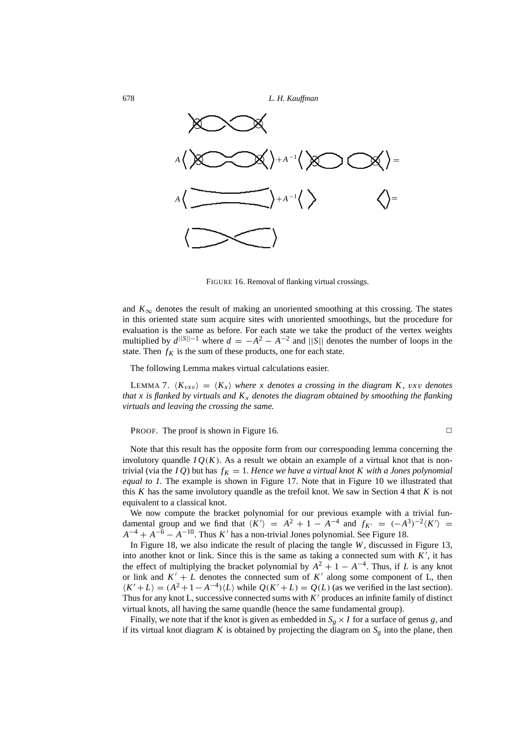FIGURE 16. Removal of flanking virtual crossings.

and $K_\infty$ denotes the result of making an unoriented smoothing at this crossing. The states in this oriented state sum acquire sites with unoriented smoothings, but the procedure for evaluation is the same as before. For each state we take the product of the vertex weights multiplied by $d^{||S||-1}$ where $d = -A^2 - A^{-2}$ and $||S||$ denotes the number of loops in the state. Then $f_K$ is the sum of these products, one for each state.

The following Lemma makes virtual calculations easier.

LEMMA 7. *$\langle K_{vxv} \rangle = \langle K_x \rangle$ where $x$ denotes a crossing in the diagram $K$, $vxv$ denotes that $x$ is flanked by virtuals and $K_x$ denotes the diagram obtained by smoothing the flanking virtuals and leaving the crossing the same.*

PROOF. The proof is shown in Figure 16. □

Note that this result has the opposite form from our corresponding lemma concerning the involutory quandle $IQ(K)$. As a result we obtain an example of a virtual knot that is non-trivial (via the $IQ$) but has $f_K = 1$. *Hence we have a virtual knot $K$ with a Jones polynomial equal to 1.* The example is shown in Figure 17. Note that in Figure 10 we illustrated that this $K$ has the same involutory quandle as the trefoil knot. We saw in Section 4 that $K$ is not equivalent to a classical knot.

We now compute the bracket polynomial for our previous example with a trivial fundamental group and we find that $\langle K' \rangle = A^2 + 1 - A^{-4}$ and $f_{K'} = (-A^3)^{-2} \langle K' \rangle = A^{-4} + A^{-6} - A^{-10}$. Thus $K'$ has a non-trivial Jones polynomial. See Figure 18.

In Figure 18, we also indicate the result of placing the tangle $W$, discussed in Figure 13, into another knot or link. Since this is the same as taking a connected sum with $K'$, it has the effect of multiplying the bracket polynomial by $A^2 + 1 - A^{-4}$. Thus, if $L$ is any knot or link and $K' + L$ denotes the connected sum of $K'$ along some component of L, then $\langle K' + L \rangle = (A^2 + 1 - A^{-4}) \langle L \rangle$ while $Q(K' + L) = Q(L)$ (as we verified in the last section). Thus for any knot L, successive connected sums with $K'$ produces an infinite family of distinct virtual knots, all having the same quandle (hence the same fundamental group).

Finally, we note that if the knot is given as embedded in $S_g \times I$ for a surface of genus $g$, and if its virtual knot diagram $K$ is obtained by projecting the diagram on $S_g$ into the plane, then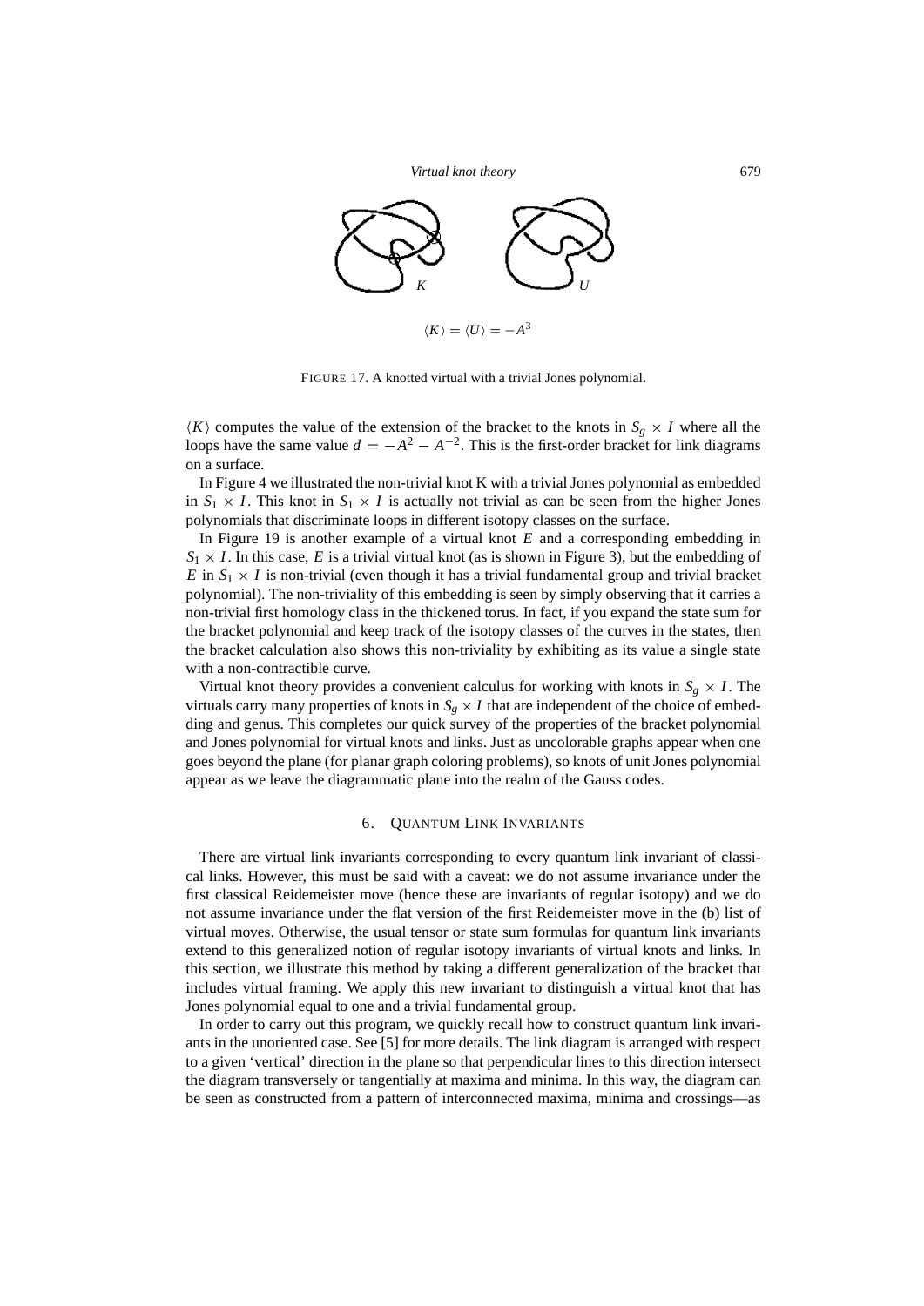$K$ $U$

$\langle K \rangle = \langle U \rangle = -A^3$

FIGURE 17. A knotted virtual with a trivial Jones polynomial.

$\langle K \rangle$ computes the value of the extension of the bracket to the knots in $S_g \times I$ where all the loops have the same value $d = -A^2 - A^{-2}$. This is the first-order bracket for link diagrams on a surface.

In Figure 4 we illustrated the non-trivial knot K with a trivial Jones polynomial as embedded in $S_1 \times I$. This knot in $S_1 \times I$ is actually not trivial as can be seen from the higher Jones polynomials that discriminate loops in different isotopy classes on the surface.

In Figure 19 is another example of a virtual knot $E$ and a corresponding embedding in $S_1 \times I$. In this case, $E$ is a trivial virtual knot (as is shown in Figure 3), but the embedding of $E$ in $S_1 \times I$ is non-trivial (even though it has a trivial fundamental group and trivial bracket polynomial). The non-triviality of this embedding is seen by simply observing that it carries a non-trivial first homology class in the thickened torus. In fact, if you expand the state sum for the bracket polynomial and keep track of the isotopy classes of the curves in the states, then the bracket calculation also shows this non-triviality by exhibiting as its value a single state with a non-contractible curve.

Virtual knot theory provides a convenient calculus for working with knots in $S_g \times I$. The virtuals carry many properties of knots in $S_g \times I$ that are independent of the choice of embedding and genus. This completes our quick survey of the properties of the bracket polynomial and Jones polynomial for virtual knots and links. Just as uncolorable graphs appear when one goes beyond the plane (for planar graph coloring problems), so knots of unit Jones polynomial appear as we leave the diagrammatic plane into the realm of the Gauss codes.

## 6. Quantum Link Invariants

There are virtual link invariants corresponding to every quantum link invariant of classical links. However, this must be said with a caveat: we do not assume invariance under the first classical Reidemeister move (hence these are invariants of regular isotopy) and we do not assume invariance under the flat version of the first Reidemeister move in the (b) list of virtual moves. Otherwise, the usual tensor or state sum formulas for quantum link invariants extend to this generalized notion of regular isotopy invariants of virtual knots and links. In this section, we illustrate this method by taking a different generalization of the bracket that includes virtual framing. We apply this new invariant to distinguish a virtual knot that has Jones polynomial equal to one and a trivial fundamental group.

In order to carry out this program, we quickly recall how to construct quantum link invariants in the unoriented case. See [5] for more details. The link diagram is arranged with respect to a given 'vertical' direction in the plane so that perpendicular lines to this direction intersect the diagram transversely or tangentially at maxima and minima. In this way, the diagram can be seen as constructed from a pattern of interconnected maxima, minima and crossings—as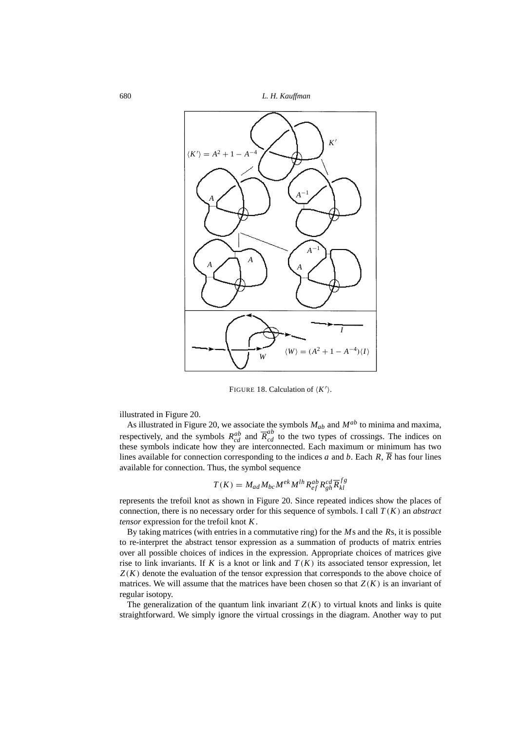FIGURE 18. Calculation of $\langle K' \rangle$.

illustrated in Figure 20.

As illustrated in Figure 20, we associate the symbols $M_{ab}$ and $M^{ab}$ to minima and maxima, respectively, and the symbols $R^{ab}_{cd}$ and $\overline{R}^{ab}_{cd}$ to the two types of crossings. The indices on these symbols indicate how they are interconnected. Each maximum or minimum has two lines available for connection corresponding to the indices $a$ and $b$. Each $R$, $\overline{R}$ has four lines available for connection. Thus, the symbol sequence

$$T(K) = M_{ad} M_{bc} M^{ek} M^{lh} R^{ab}_{ef} R^{cd}_{gh} \overline{R}^{fg}_{kl}$$

represents the trefoil knot as shown in Figure 20. Since repeated indices show the places of connection, there is no necessary order for this sequence of symbols. I call $T(K)$ an *abstract tensor* expression for the trefoil knot $K$.

By taking matrices (with entries in a commutative ring) for the $M$s and the $R$s, it is possible to re-interpret the abstract tensor expression as a summation of products of matrix entries over all possible choices of indices in the expression. Appropriate choices of matrices give rise to link invariants. If $K$ is a knot or link and $T(K)$ its associated tensor expression, let $Z(K)$ denote the evaluation of the tensor expression that corresponds to the above choice of matrices. We will assume that the matrices have been chosen so that $Z(K)$ is an invariant of regular isotopy.

The generalization of the quantum link invariant $Z(K)$ to virtual knots and links is quite straightforward. We simply ignore the virtual crossings in the diagram. Another way to put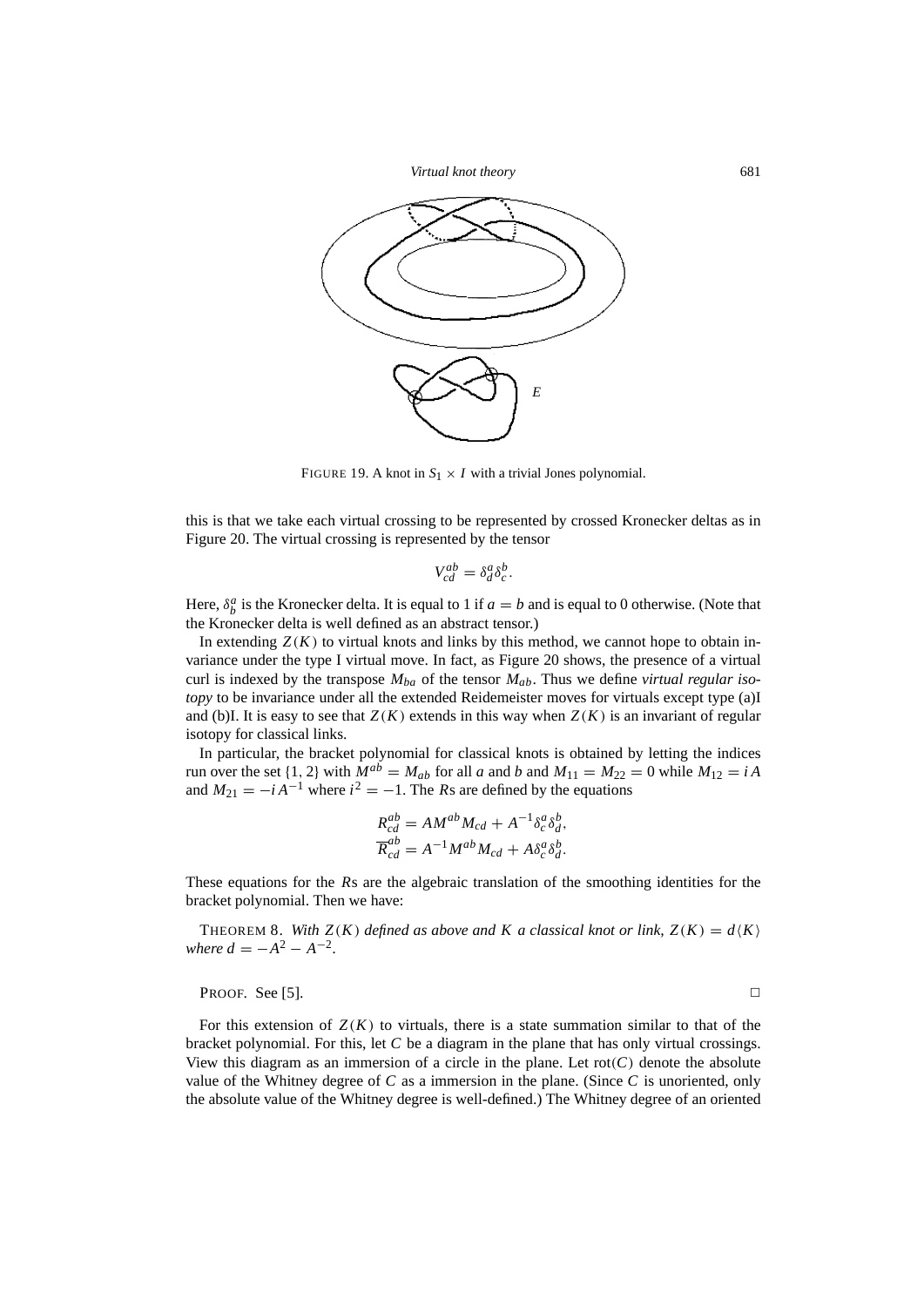FIGURE 19. A knot in $S_1 \times I$ with a trivial Jones polynomial.

this is that we take each virtual crossing to be represented by crossed Kronecker deltas as in Figure 20. The virtual crossing is represented by the tensor

$$V^{ab}_{cd} = \delta^a_d \delta^b_c.$$

Here, $\delta^a_b$ is the Kronecker delta. It is equal to 1 if $a = b$ and is equal to 0 otherwise. (Note that the Kronecker delta is well defined as an abstract tensor.)

In extending $Z(K)$ to virtual knots and links by this method, we cannot hope to obtain invariance under the type I virtual move. In fact, as Figure 20 shows, the presence of a virtual curl is indexed by the transpose $M_{ba}$ of the tensor $M_{ab}$. Thus we define *virtual regular isotopy* to be invariance under all the extended Reidemeister moves for virtuals except type (a)I and (b)I. It is easy to see that $Z(K)$ extends in this way when $Z(K)$ is an invariant of regular isotopy for classical links.

In particular, the bracket polynomial for classical knots is obtained by letting the indices run over the set $\{1, 2\}$ with $M^{ab} = M_{ab}$ for all $a$ and $b$ and $M_{11} = M_{22} = 0$ while $M_{12} = iA$ and $M_{21} = -iA^{-1}$ where $i^2 = -1$. The $R$s are defined by the equations

$$R^{ab}_{cd} = AM^{ab}M_{cd} + A^{-1}\delta^a_c\delta^b_d,$$
$$\overline{R}^{ab}_{cd} = A^{-1}M^{ab}M_{cd} + A\delta^a_c\delta^b_d.$$

These equations for the $R$s are the algebraic translation of the smoothing identities for the bracket polynomial. Then we have:

THEOREM 8. *With $Z(K)$ defined as above and $K$ a classical knot or link, $Z(K) = d\langle K\rangle$ where $d = -A^2 - A^{-2}$.*

PROOF. See [5]. □

For this extension of $Z(K)$ to virtuals, there is a state summation similar to that of the bracket polynomial. For this, let $C$ be a diagram in the plane that has only virtual crossings. View this diagram as an immersion of a circle in the plane. Let $\text{rot}(C)$ denote the absolute value of the Whitney degree of $C$ as a immersion in the plane. (Since $C$ is unoriented, only the absolute value of the Whitney degree is well-defined.) The Whitney degree of an oriented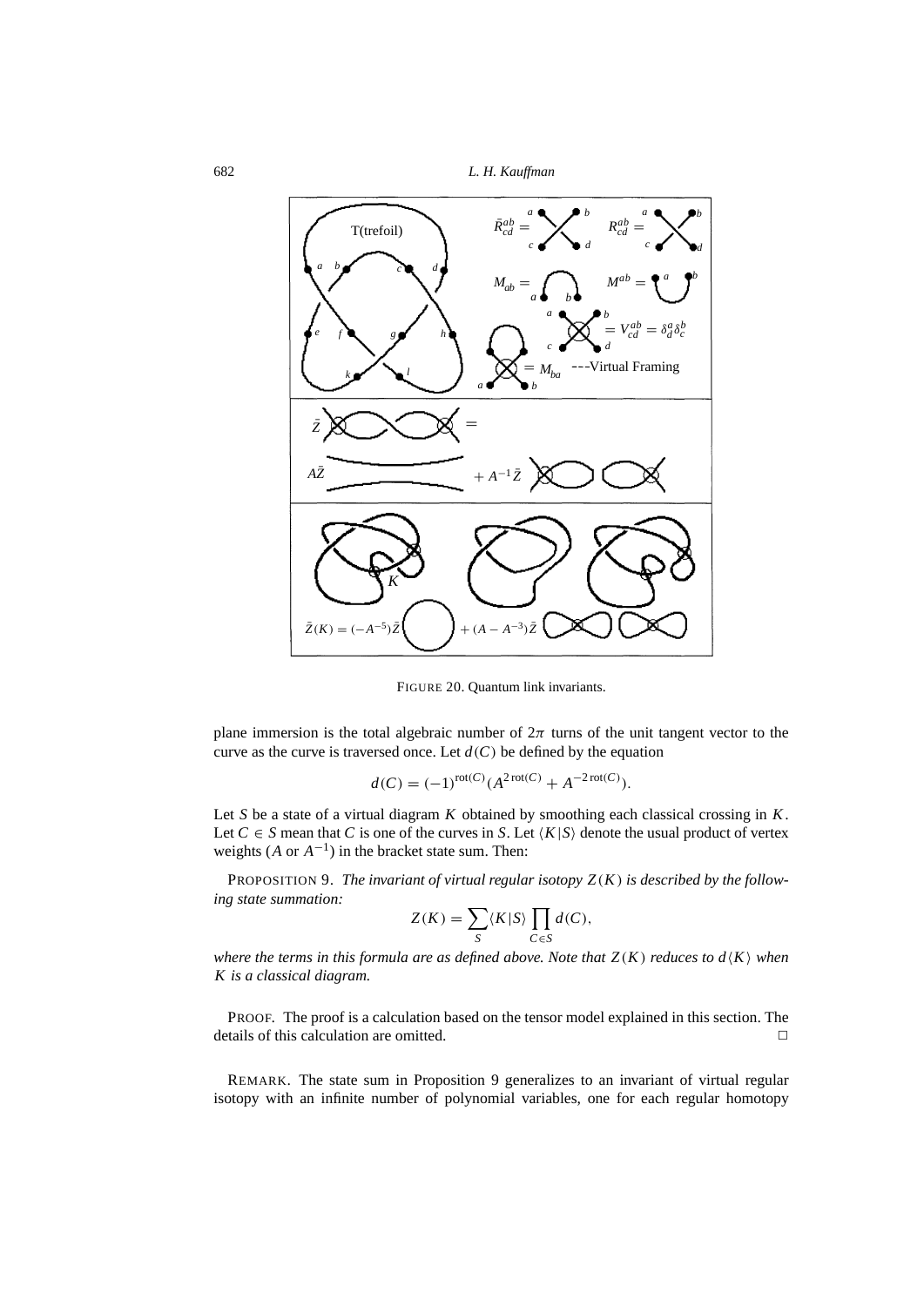FIGURE 20. Quantum link invariants.

plane immersion is the total algebraic number of $2\pi$ turns of the unit tangent vector to the curve as the curve is traversed once. Let $d(C)$ be defined by the equation

$$d(C) = (-1)^{\mathrm{rot}(C)}(A^{2\,\mathrm{rot}(C)} + A^{-2\,\mathrm{rot}(C)}).$$

Let $S$ be a state of a virtual diagram $K$ obtained by smoothing each classical crossing in $K$. Let $C \in S$ mean that $C$ is one of the curves in $S$. Let $\langle K|S\rangle$ denote the usual product of vertex weights ($A$ or $A^{-1}$) in the bracket state sum. Then:

PROPOSITION 9. *The invariant of virtual regular isotopy $Z(K)$ is described by the following state summation:*

$$Z(K) = \sum_S \langle K|S\rangle \prod_{C\in S} d(C),$$

*where the terms in this formula are as defined above. Note that $Z(K)$ reduces to $d\langle K\rangle$ when $K$ is a classical diagram.*

PROOF. The proof is a calculation based on the tensor model explained in this section. The details of this calculation are omitted. $\square$

REMARK. The state sum in Proposition 9 generalizes to an invariant of virtual regular isotopy with an infinite number of polynomial variables, one for each regular homotopy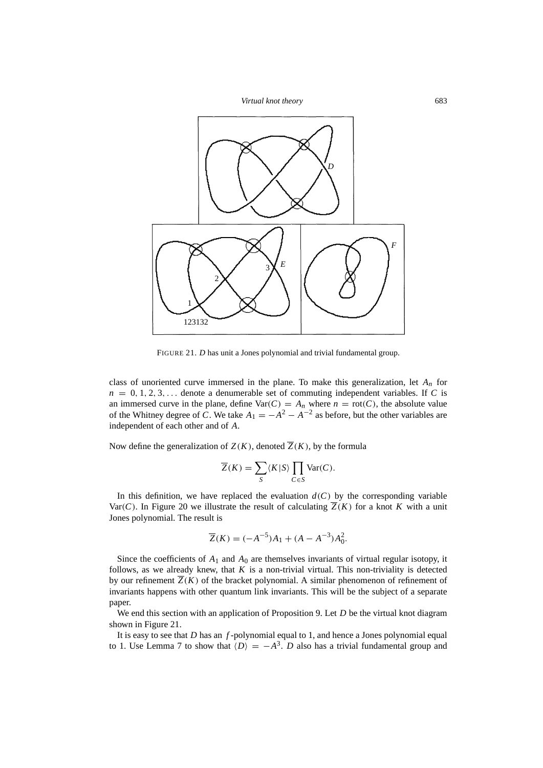FIGURE 21. $D$ has unit a Jones polynomial and trivial fundamental group.

class of unoriented curve immersed in the plane. To make this generalization, let $A_n$ for $n = 0, 1, 2, 3, \ldots$ denote a denumerable set of commuting independent variables. If $C$ is an immersed curve in the plane, define $\mathrm{Var}(C) = A_n$ where $n = \mathrm{rot}(C)$, the absolute value of the Whitney degree of $C$. We take $A_1 = -A^2 - A^{-2}$ as before, but the other variables are independent of each other and of $A$.

Now define the generalization of $Z(K)$, denoted $\overline{Z}(K)$, by the formula

$$\overline{Z}(K) = \sum_S \langle K|S \rangle \prod_{C \in S} \mathrm{Var}(C).$$

In this definition, we have replaced the evaluation $d(C)$ by the corresponding variable $\mathrm{Var}(C)$. In Figure 20 we illustrate the result of calculating $\overline{Z}(K)$ for a knot $K$ with a unit Jones polynomial. The result is

$$\overline{Z}(K) = (-A^{-5})A_1 + (A - A^{-3})A_0^2.$$

Since the coefficients of $A_1$ and $A_0$ are themselves invariants of virtual regular isotopy, it follows, as we already knew, that $K$ is a non-trivial virtual. This non-triviality is detected by our refinement $\overline{Z}(K)$ of the bracket polynomial. A similar phenomenon of refinement of invariants happens with other quantum link invariants. This will be the subject of a separate paper.

We end this section with an application of Proposition 9. Let $D$ be the virtual knot diagram shown in Figure 21.

It is easy to see that $D$ has an $f$-polynomial equal to 1, and hence a Jones polynomial equal to 1. Use Lemma 7 to show that $\langle D \rangle = -A^3$. $D$ also has a trivial fundamental group and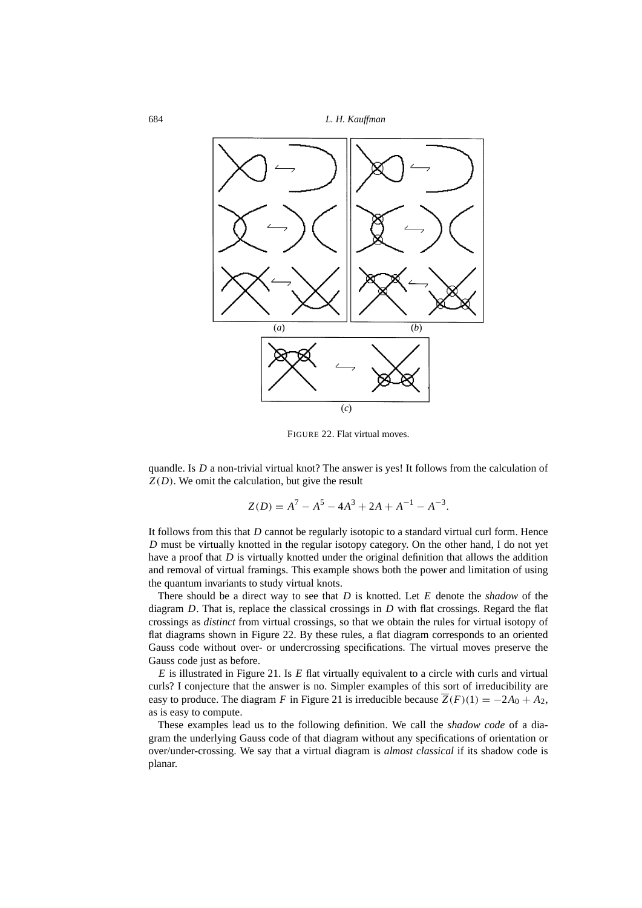FIGURE 22. Flat virtual moves.

quandle. Is $D$ a non-trivial virtual knot? The answer is yes! It follows from the calculation of $Z(D)$. We omit the calculation, but give the result

$$Z(D) = A^7 - A^5 - 4A^3 + 2A + A^{-1} - A^{-3}.$$

It follows from this that $D$ cannot be regularly isotopic to a standard virtual curl form. Hence $D$ must be virtually knotted in the regular isotopy category. On the other hand, I do not yet have a proof that $D$ is virtually knotted under the original definition that allows the addition and removal of virtual framings. This example shows both the power and limitation of using the quantum invariants to study virtual knots.

There should be a direct way to see that $D$ is knotted. Let $E$ denote the *shadow* of the diagram $D$. That is, replace the classical crossings in $D$ with flat crossings. Regard the flat crossings as *distinct* from virtual crossings, so that we obtain the rules for virtual isotopy of flat diagrams shown in Figure 22. By these rules, a flat diagram corresponds to an oriented Gauss code without over- or undercrossing specifications. The virtual moves preserve the Gauss code just as before.

$E$ is illustrated in Figure 21. Is $E$ flat virtually equivalent to a circle with curls and virtual curls? I conjecture that the answer is no. Simpler examples of this sort of irreducibility are easy to produce. The diagram $F$ in Figure 21 is irreducible because $\overline{Z}(F)(1) = -2A_0 + A_2$, as is easy to compute.

These examples lead us to the following definition. We call the *shadow code* of a diagram the underlying Gauss code of that diagram without any specifications of orientation or over/under-crossing. We say that a virtual diagram is *almost classical* if its shadow code is planar.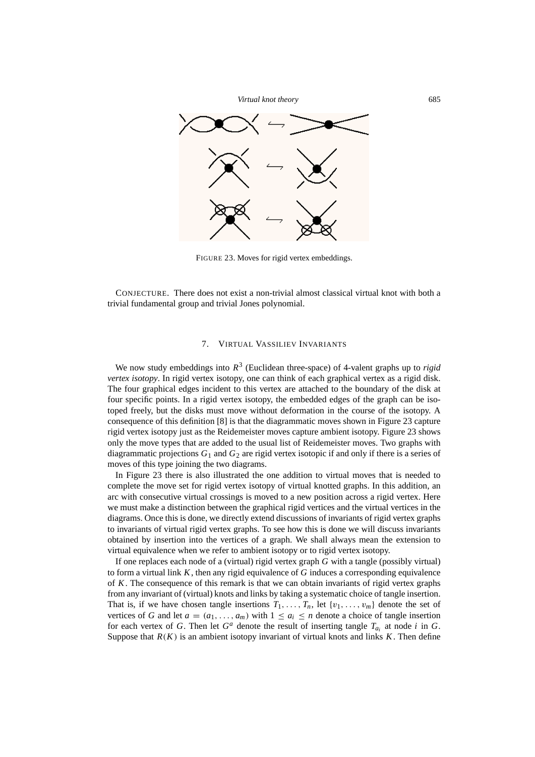FIGURE 23. Moves for rigid vertex embeddings.

CONJECTURE. There does not exist a non-trivial almost classical virtual knot with both a trivial fundamental group and trivial Jones polynomial.

## 7. VIRTUAL VASSILIEV INVARIANTS

We now study embeddings into $R^3$ (Euclidean three-space) of 4-valent graphs up to *rigid vertex isotopy*. In rigid vertex isotopy, one can think of each graphical vertex as a rigid disk. The four graphical edges incident to this vertex are attached to the boundary of the disk at four specific points. In a rigid vertex isotopy, the embedded edges of the graph can be isotoped freely, but the disks must move without deformation in the course of the isotopy. A consequence of this definition [8] is that the diagrammatic moves shown in Figure 23 capture rigid vertex isotopy just as the Reidemeister moves capture ambient isotopy. Figure 23 shows only the move types that are added to the usual list of Reidemeister moves. Two graphs with diagrammatic projections $G_1$ and $G_2$ are rigid vertex isotopic if and only if there is a series of moves of this type joining the two diagrams.

In Figure 23 there is also illustrated the one addition to virtual moves that is needed to complete the move set for rigid vertex isotopy of virtual knotted graphs. In this addition, an arc with consecutive virtual crossings is moved to a new position across a rigid vertex. Here we must make a distinction between the graphical rigid vertices and the virtual vertices in the diagrams. Once this is done, we directly extend discussions of invariants of rigid vertex graphs to invariants of virtual rigid vertex graphs. To see how this is done we will discuss invariants obtained by insertion into the vertices of a graph. We shall always mean the extension to virtual equivalence when we refer to ambient isotopy or to rigid vertex isotopy.

If one replaces each node of a (virtual) rigid vertex graph $G$ with a tangle (possibly virtual) to form a virtual link $K$, then any rigid equivalence of $G$ induces a corresponding equivalence of $K$. The consequence of this remark is that we can obtain invariants of rigid vertex graphs from any invariant of (virtual) knots and links by taking a systematic choice of tangle insertion. That is, if we have chosen tangle insertions $T_1, \ldots, T_n$, let $\{v_1, \ldots, v_m\}$ denote the set of vertices of $G$ and let $a = (a_1, \ldots, a_m)$ with $1 \leq a_i \leq n$ denote a choice of tangle insertion for each vertex of $G$. Then let $G^a$ denote the result of inserting tangle $T_{a_i}$ at node $i$ in $G$. Suppose that $R(K)$ is an ambient isotopy invariant of virtual knots and links $K$. Then define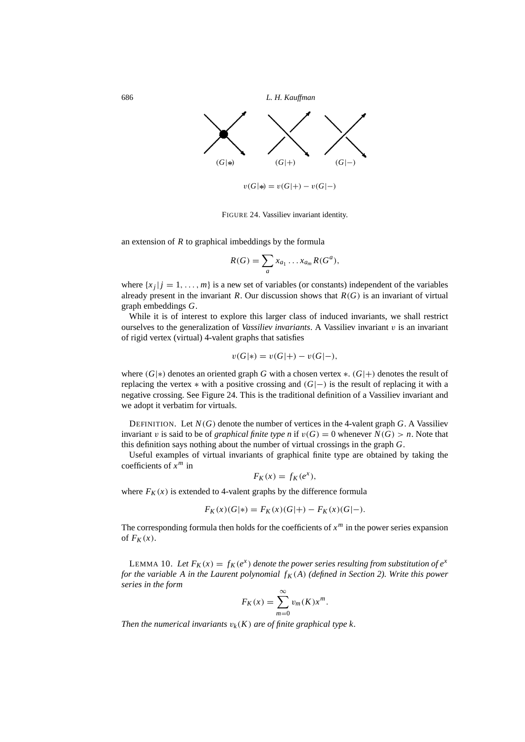(G|*)    (G|+)    (G|−)

$$v(G|*) = v(G|+) - v(G|-)$$

FIGURE 24. Vassiliev invariant identity.

an extension of $R$ to graphical imbeddings by the formula

$$R(G) = \sum_a x_{a_1} \dots x_{a_m} R(G^a),$$

where $\{x_j \,|\, j = 1, \dots, m\}$ is a new set of variables (or constants) independent of the variables already present in the invariant $R$. Our discussion shows that $R(G)$ is an invariant of virtual graph embeddings $G$.

While it is of interest to explore this larger class of induced invariants, we shall restrict ourselves to the generalization of *Vassiliev invariants*. A Vassiliev invariant $v$ is an invariant of rigid vertex (virtual) 4-valent graphs that satisfies

$$v(G|*) = v(G|+) - v(G|-),$$

where $(G|*)$ denotes an oriented graph $G$ with a chosen vertex $*$. $(G|+)$ denotes the result of replacing the vertex $*$ with a positive crossing and $(G|-)$ is the result of replacing it with a negative crossing. See Figure 24. This is the traditional definition of a Vassiliev invariant and we adopt it verbatim for virtuals.

DEFINITION. Let $N(G)$ denote the number of vertices in the 4-valent graph $G$. A Vassiliev invariant $v$ is said to be of *graphical finite type n* if $v(G) = 0$ whenever $N(G) > n$. Note that this definition says nothing about the number of virtual crossings in the graph $G$.

Useful examples of virtual invariants of graphical finite type are obtained by taking the coefficients of $x^m$ in

$$F_K(x) = f_K(e^x),$$

where $F_K(x)$ is extended to 4-valent graphs by the difference formula

$$F_K(x)(G|*) = F_K(x)(G|+) - F_K(x)(G|-).$$

The corresponding formula then holds for the coefficients of $x^m$ in the power series expansion of $F_K(x)$.

LEMMA 10. *Let $F_K(x) = f_K(e^x)$ denote the power series resulting from substitution of $e^x$ for the variable $A$ in the Laurent polynomial $f_K(A)$ (defined in Section 2). Write this power series in the form*

$$F_K(x) = \sum_{m=0}^{\infty} v_m(K) x^m.$$

*Then the numerical invariants $v_k(K)$ are of finite graphical type $k$.*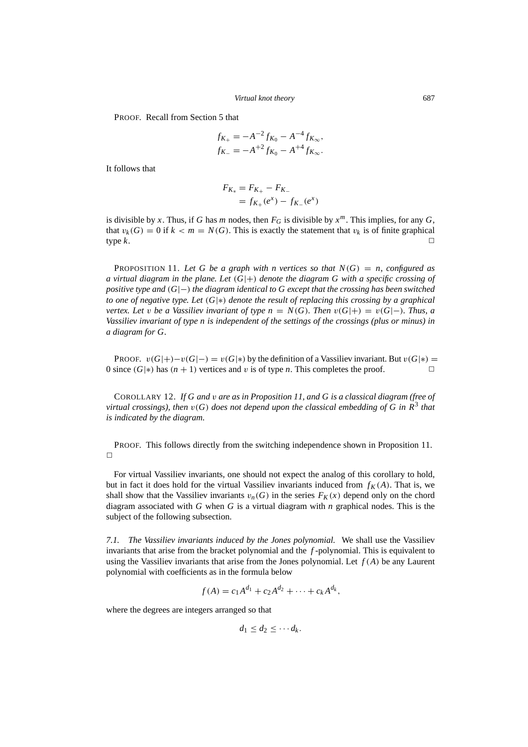PROOF. Recall from Section 5 that

$$f_{K_+} = -A^{-2} f_{K_0} - A^{-4} f_{K_\infty},$$
$$f_{K_-} = -A^{+2} f_{K_0} - A^{+4} f_{K_\infty}.$$

It follows that

$$\begin{aligned} F_{K_*} &= F_{K_+} - F_{K_-} \\ &= f_{K_+}(e^x) - f_{K_-}(e^x) \end{aligned}$$

is divisible by $x$. Thus, if $G$ has $m$ nodes, then $F_G$ is divisible by $x^m$. This implies, for any $G$, that $v_k(G) = 0$ if $k < m = N(G)$. This is exactly the statement that $v_k$ is of finite graphical type $k$. □

PROPOSITION 11. *Let $G$ be a graph with $n$ vertices so that $N(G) = n$, configured as a virtual diagram in the plane. Let $(G|+)$ denote the diagram $G$ with a specific crossing of positive type and $(G|-)$ the diagram identical to $G$ except that the crossing has been switched to one of negative type. Let $(G|*)$ denote the result of replacing this crossing by a graphical vertex. Let $v$ be a Vassiliev invariant of type $n = N(G)$. Then $v(G|+) = v(G|-)$. Thus, a Vassiliev invariant of type $n$ is independent of the settings of the crossings (plus or minus) in a diagram for $G$.*

PROOF. $v(G|+) - v(G|-) = v(G|*)$ by the definition of a Vassiliev invariant. But $v(G|*) = 0$ since $(G|*)$ has $(n + 1)$ vertices and $v$ is of type $n$. This completes the proof. □

COROLLARY 12. *If $G$ and $v$ are as in Proposition 11, and $G$ is a classical diagram (free of virtual crossings), then $v(G)$ does not depend upon the classical embedding of $G$ in $R^3$ that is indicated by the diagram.*

PROOF. This follows directly from the switching independence shown in Proposition 11. □

For virtual Vassiliev invariants, one should not expect the analog of this corollary to hold, but in fact it does hold for the virtual Vassiliev invariants induced from $f_K(A)$. That is, we shall show that the Vassiliev invariants $v_n(G)$ in the series $F_K(x)$ depend only on the chord diagram associated with $G$ when $G$ is a virtual diagram with $n$ graphical nodes. This is the subject of the following subsection.

*7.1. The Vassiliev invariants induced by the Jones polynomial.* We shall use the Vassiliev invariants that arise from the bracket polynomial and the $f$-polynomial. This is equivalent to using the Vassiliev invariants that arise from the Jones polynomial. Let $f(A)$ be any Laurent polynomial with coefficients as in the formula below

$$f(A) = c_1 A^{d_1} + c_2 A^{d_2} + \cdots + c_k A^{d_k},$$

where the degrees are integers arranged so that

$$d_1 \leq d_2 \leq \cdots d_k.$$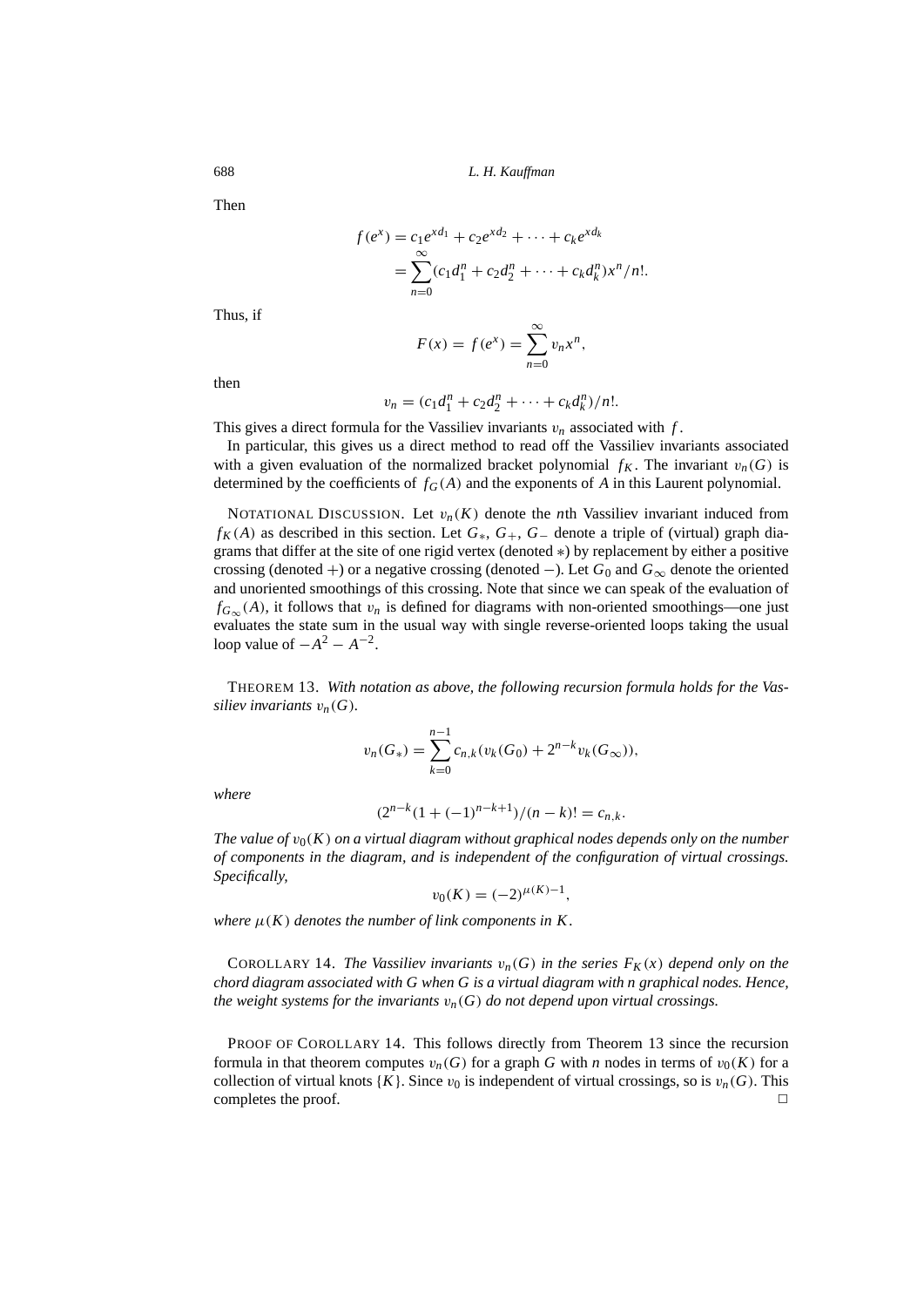Then

$$f(e^x) = c_1 e^{xd_1} + c_2 e^{xd_2} + \cdots + c_k e^{xd_k}$$
$$= \sum_{n=0}^{\infty} (c_1 d_1^n + c_2 d_2^n + \cdots + c_k d_k^n) x^n / n!.$$

Thus, if

$$F(x) = f(e^x) = \sum_{n=0}^{\infty} v_n x^n,$$

then

$$v_n = (c_1 d_1^n + c_2 d_2^n + \cdots + c_k d_k^n)/n!.$$

This gives a direct formula for the Vassiliev invariants $v_n$ associated with $f$.

In particular, this gives us a direct method to read off the Vassiliev invariants associated with a given evaluation of the normalized bracket polynomial $f_K$. The invariant $v_n(G)$ is determined by the coefficients of $f_G(A)$ and the exponents of $A$ in this Laurent polynomial.

NOTATIONAL DISCUSSION. Let $v_n(K)$ denote the $n$th Vassiliev invariant induced from $f_K(A)$ as described in this section. Let $G_*$, $G_+$, $G_-$ denote a triple of (virtual) graph diagrams that differ at the site of one rigid vertex (denoted $*$) by replacement by either a positive crossing (denoted $+$) or a negative crossing (denoted $-$). Let $G_0$ and $G_\infty$ denote the oriented and unoriented smoothings of this crossing. Note that since we can speak of the evaluation of $f_{G_\infty}(A)$, it follows that $v_n$ is defined for diagrams with non-oriented smoothings—one just evaluates the state sum in the usual way with single reverse-oriented loops taking the usual loop value of $-A^2 - A^{-2}$.

THEOREM 13. *With notation as above, the following recursion formula holds for the Vassiliev invariants* $v_n(G)$.

$$v_n(G_*) = \sum_{k=0}^{n-1} c_{n,k}(v_k(G_0) + 2^{n-k} v_k(G_\infty)),$$

*where*

$$(2^{n-k}(1 + (-1)^{n-k+1})/(n-k)! = c_{n,k}.$$

*The value of* $v_0(K)$ *on a virtual diagram without graphical nodes depends only on the number of components in the diagram, and is independent of the configuration of virtual crossings. Specifically,*

$$v_0(K) = (-2)^{\mu(K)-1},$$

*where* $\mu(K)$ *denotes the number of link components in* $K$.

COROLLARY 14. *The Vassiliev invariants* $v_n(G)$ *in the series* $F_K(x)$ *depend only on the chord diagram associated with* $G$ *when* $G$ *is a virtual diagram with* $n$ *graphical nodes. Hence, the weight systems for the invariants* $v_n(G)$ *do not depend upon virtual crossings.*

PROOF OF COROLLARY 14. This follows directly from Theorem 13 since the recursion formula in that theorem computes $v_n(G)$ for a graph $G$ with $n$ nodes in terms of $v_0(K)$ for a collection of virtual knots $\{K\}$. Since $v_0$ is independent of virtual crossings, so is $v_n(G)$. This completes the proof. □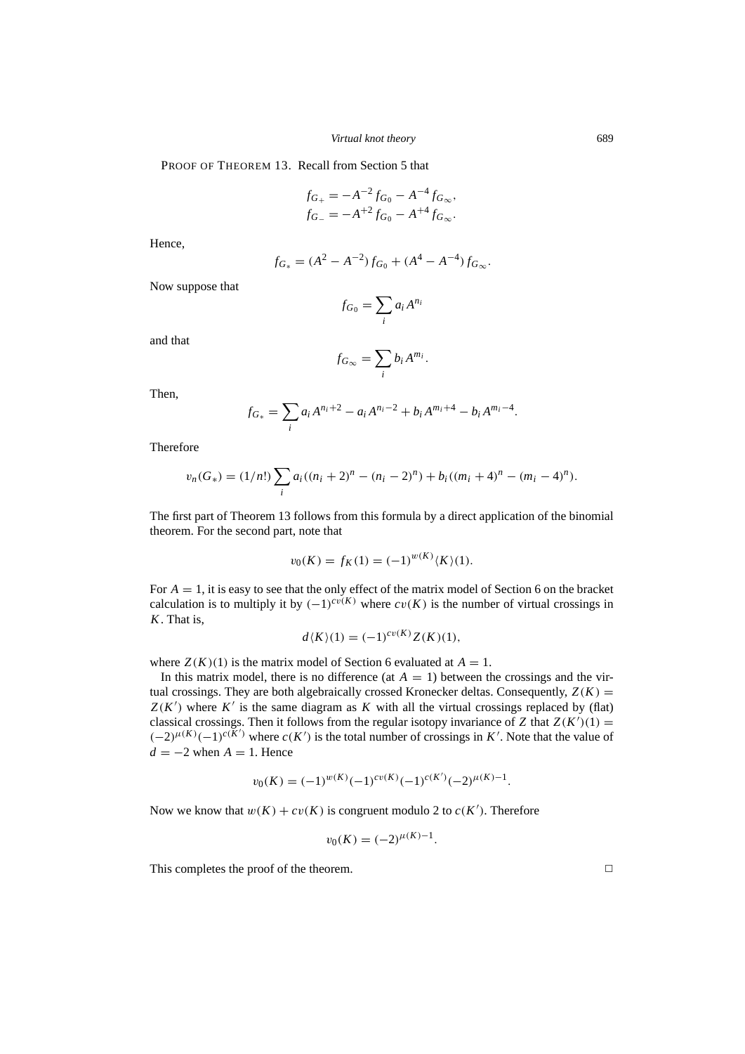PROOF OF THEOREM 13. Recall from Section 5 that

$$f_{G_+} = -A^{-2} f_{G_0} - A^{-4} f_{G_\infty},$$
$$f_{G_-} = -A^{+2} f_{G_0} - A^{+4} f_{G_\infty}.$$

Hence,

$$f_{G_*} = (A^2 - A^{-2}) f_{G_0} + (A^4 - A^{-4}) f_{G_\infty}.$$

Now suppose that

$$f_{G_0} = \sum_i a_i A^{n_i}$$

and that

$$f_{G_\infty} = \sum_i b_i A^{m_i}.$$

Then,

$$f_{G_*} = \sum_i a_i A^{n_i+2} - a_i A^{n_i-2} + b_i A^{m_i+4} - b_i A^{m_i-4}.$$

Therefore

$$v_n(G_*) = (1/n!) \sum_i a_i((n_i+2)^n - (n_i-2)^n) + b_i((m_i+4)^n - (m_i-4)^n).$$

The first part of Theorem 13 follows from this formula by a direct application of the binomial theorem. For the second part, note that

$$v_0(K) = f_K(1) = (-1)^{w(K)} \langle K \rangle (1).$$

For $A = 1$, it is easy to see that the only effect of the matrix model of Section 6 on the bracket calculation is to multiply it by $(-1)^{cv(K)}$ where $cv(K)$ is the number of virtual crossings in $K$. That is,

$$d\langle K \rangle (1) = (-1)^{cv(K)} Z(K)(1),$$

where $Z(K)(1)$ is the matrix model of Section 6 evaluated at $A = 1$.

In this matrix model, there is no difference (at $A = 1$) between the crossings and the virtual crossings. They are both algebraically crossed Kronecker deltas. Consequently, $Z(K) = Z(K')$ where $K'$ is the same diagram as $K$ with all the virtual crossings replaced by (flat) classical crossings. Then it follows from the regular isotopy invariance of $Z$ that $Z(K')(1) = (-2)^{\mu(K)}(-1)^{c(K')}$ where $c(K')$ is the total number of crossings in $K'$. Note that the value of $d = -2$ when $A = 1$. Hence

$$v_0(K) = (-1)^{w(K)}(-1)^{cv(K)}(-1)^{c(K')}(-2)^{\mu(K)-1}.$$

Now we know that $w(K) + cv(K)$ is congruent modulo 2 to $c(K')$. Therefore

$$v_0(K) = (-2)^{\mu(K)-1}.$$

This completes the proof of the theorem. □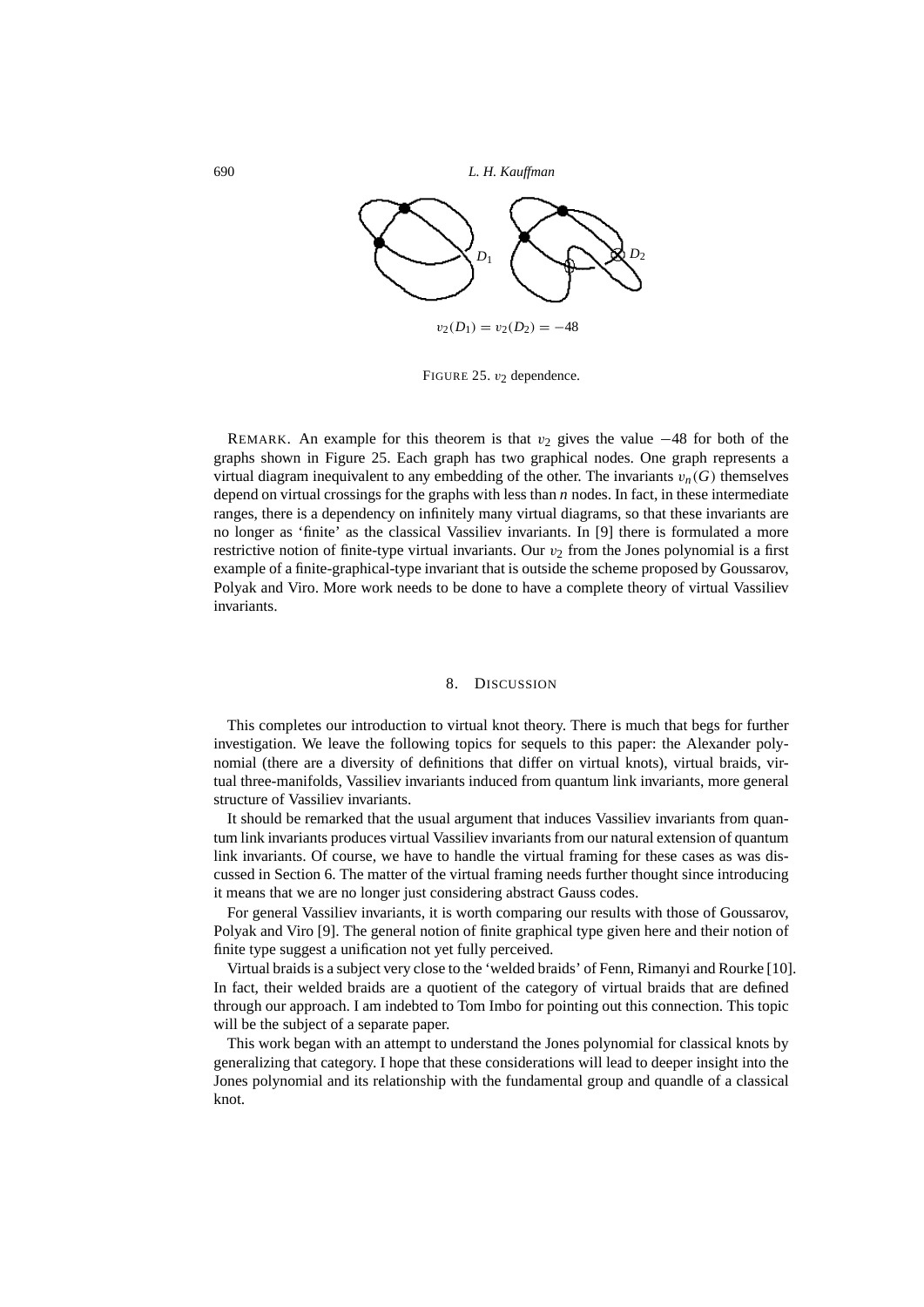$D_1$

$D_2$

$v_2(D_1) = v_2(D_2) = -48$

FIGURE 25. $v_2$ dependence.

REMARK. An example for this theorem is that $v_2$ gives the value $-48$ for both of the graphs shown in Figure 25. Each graph has two graphical nodes. One graph represents a virtual diagram inequivalent to any embedding of the other. The invariants $v_n(G)$ themselves depend on virtual crossings for the graphs with less than $n$ nodes. In fact, in these intermediate ranges, there is a dependency on infinitely many virtual diagrams, so that these invariants are no longer as 'finite' as the classical Vassiliev invariants. In [9] there is formulated a more restrictive notion of finite-type virtual invariants. Our $v_2$ from the Jones polynomial is a first example of a finite-graphical-type invariant that is outside the scheme proposed by Goussarov, Polyak and Viro. More work needs to be done to have a complete theory of virtual Vassiliev invariants.

## 8. DISCUSSION

This completes our introduction to virtual knot theory. There is much that begs for further investigation. We leave the following topics for sequels to this paper: the Alexander polynomial (there are a diversity of definitions that differ on virtual knots), virtual braids, virtual three-manifolds, Vassiliev invariants induced from quantum link invariants, more general structure of Vassiliev invariants.

It should be remarked that the usual argument that induces Vassiliev invariants from quantum link invariants produces virtual Vassiliev invariants from our natural extension of quantum link invariants. Of course, we have to handle the virtual framing for these cases as was discussed in Section 6. The matter of the virtual framing needs further thought since introducing it means that we are no longer just considering abstract Gauss codes.

For general Vassiliev invariants, it is worth comparing our results with those of Goussarov, Polyak and Viro [9]. The general notion of finite graphical type given here and their notion of finite type suggest a unification not yet fully perceived.

Virtual braids is a subject very close to the 'welded braids' of Fenn, Rimanyi and Rourke [10]. In fact, their welded braids are a quotient of the category of virtual braids that are defined through our approach. I am indebted to Tom Imbo for pointing out this connection. This topic will be the subject of a separate paper.

This work began with an attempt to understand the Jones polynomial for classical knots by generalizing that category. I hope that these considerations will lead to deeper insight into the Jones polynomial and its relationship with the fundamental group and quandle of a classical knot.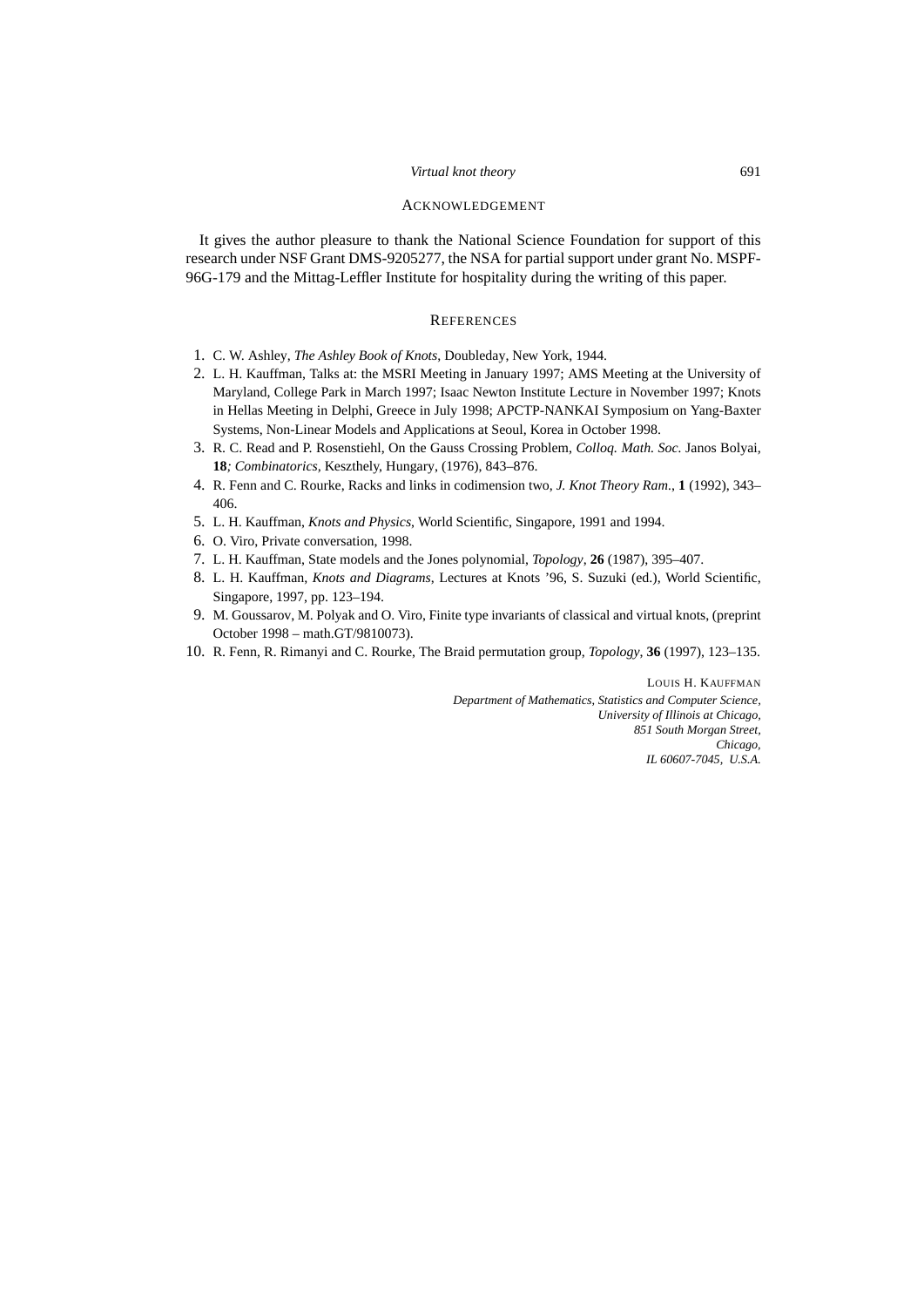## ACKNOWLEDGEMENT

It gives the author pleasure to thank the National Science Foundation for support of this research under NSF Grant DMS-9205277, the NSA for partial support under grant No. MSPF-96G-179 and the Mittag-Leffler Institute for hospitality during the writing of this paper.

## REFERENCES

1. C. W. Ashley, *The Ashley Book of Knots*, Doubleday, New York, 1944.
2. L. H. Kauffman, Talks at: the MSRI Meeting in January 1997; AMS Meeting at the University of Maryland, College Park in March 1997; Isaac Newton Institute Lecture in November 1997; Knots in Hellas Meeting in Delphi, Greece in July 1998; APCTP-NANKAI Symposium on Yang-Baxter Systems, Non-Linear Models and Applications at Seoul, Korea in October 1998.
3. R. C. Read and P. Rosenstiehl, On the Gauss Crossing Problem, *Colloq. Math. Soc.* Janos Bolyai, **18***; Combinatorics*, Keszthely, Hungary, (1976), 843–876.
4. R. Fenn and C. Rourke, Racks and links in codimension two, *J. Knot Theory Ram.*, **1** (1992), 343–406.
5. L. H. Kauffman, *Knots and Physics*, World Scientific, Singapore, 1991 and 1994.
6. O. Viro, Private conversation, 1998.
7. L. H. Kauffman, State models and the Jones polynomial, *Topology*, **26** (1987), 395–407.
8. L. H. Kauffman, *Knots and Diagrams*, Lectures at Knots '96, S. Suzuki (ed.), World Scientific, Singapore, 1997, pp. 123–194.
9. M. Goussarov, M. Polyak and O. Viro, Finite type invariants of classical and virtual knots, (preprint October 1998 – math.GT/9810073).
10. R. Fenn, R. Rimanyi and C. Rourke, The Braid permutation group, *Topology*, **36** (1997), 123–135.

LOUIS H. KAUFFMAN

*Department of Mathematics, Statistics and Computer Science,*
*University of Illinois at Chicago,*
*851 South Morgan Street,*
*Chicago,*
*IL 60607-7045, U.S.A.*